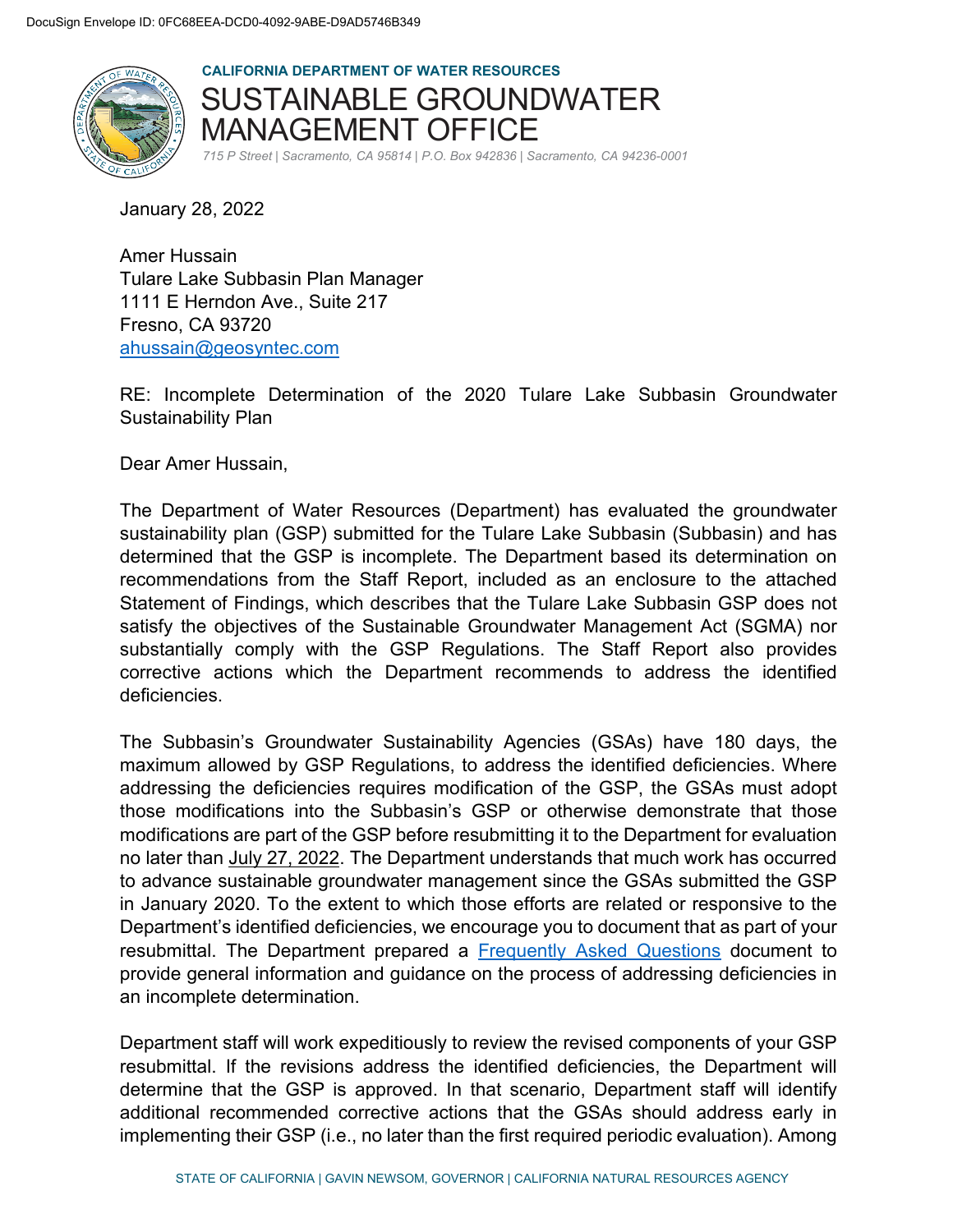DocuSign Envelope ID: 0FC68EEA-DCD0-4092-9ABE-D9AD5746B349

**CALIFORNIA DEPARTMENT OF WATER RESOURCES**

# SUSTAINABLE GROUNDWATER MANAGEMENT OFFICE

*715 P Street | Sacramento, CA 95814 | P.O. Box 942836 | Sacramento, CA 94236-0001*

January 28, 2022

Amer Hussain
Tulare Lake Subbasin Plan Manager
1111 E Herndon Ave., Suite 217
Fresno, CA 93720
ahussain@geosyntec.com

RE: Incomplete Determination of the 2020 Tulare Lake Subbasin Groundwater Sustainability Plan

Dear Amer Hussain,

The Department of Water Resources (Department) has evaluated the groundwater sustainability plan (GSP) submitted for the Tulare Lake Subbasin (Subbasin) and has determined that the GSP is incomplete. The Department based its determination on recommendations from the Staff Report, included as an enclosure to the attached Statement of Findings, which describes that the Tulare Lake Subbasin GSP does not satisfy the objectives of the Sustainable Groundwater Management Act (SGMA) nor substantially comply with the GSP Regulations. The Staff Report also provides corrective actions which the Department recommends to address the identified deficiencies.

The Subbasin's Groundwater Sustainability Agencies (GSAs) have 180 days, the maximum allowed by GSP Regulations, to address the identified deficiencies. Where addressing the deficiencies requires modification of the GSP, the GSAs must adopt those modifications into the Subbasin's GSP or otherwise demonstrate that those modifications are part of the GSP before resubmitting it to the Department for evaluation no later than July 27, 2022. The Department understands that much work has occurred to advance sustainable groundwater management since the GSAs submitted the GSP in January 2020. To the extent to which those efforts are related or responsive to the Department's identified deficiencies, we encourage you to document that as part of your resubmittal. The Department prepared a Frequently Asked Questions document to provide general information and guidance on the process of addressing deficiencies in an incomplete determination.

Department staff will work expeditiously to review the revised components of your GSP resubmittal. If the revisions address the identified deficiencies, the Department will determine that the GSP is approved. In that scenario, Department staff will identify additional recommended corrective actions that the GSAs should address early in implementing their GSP (i.e., no later than the first required periodic evaluation). Among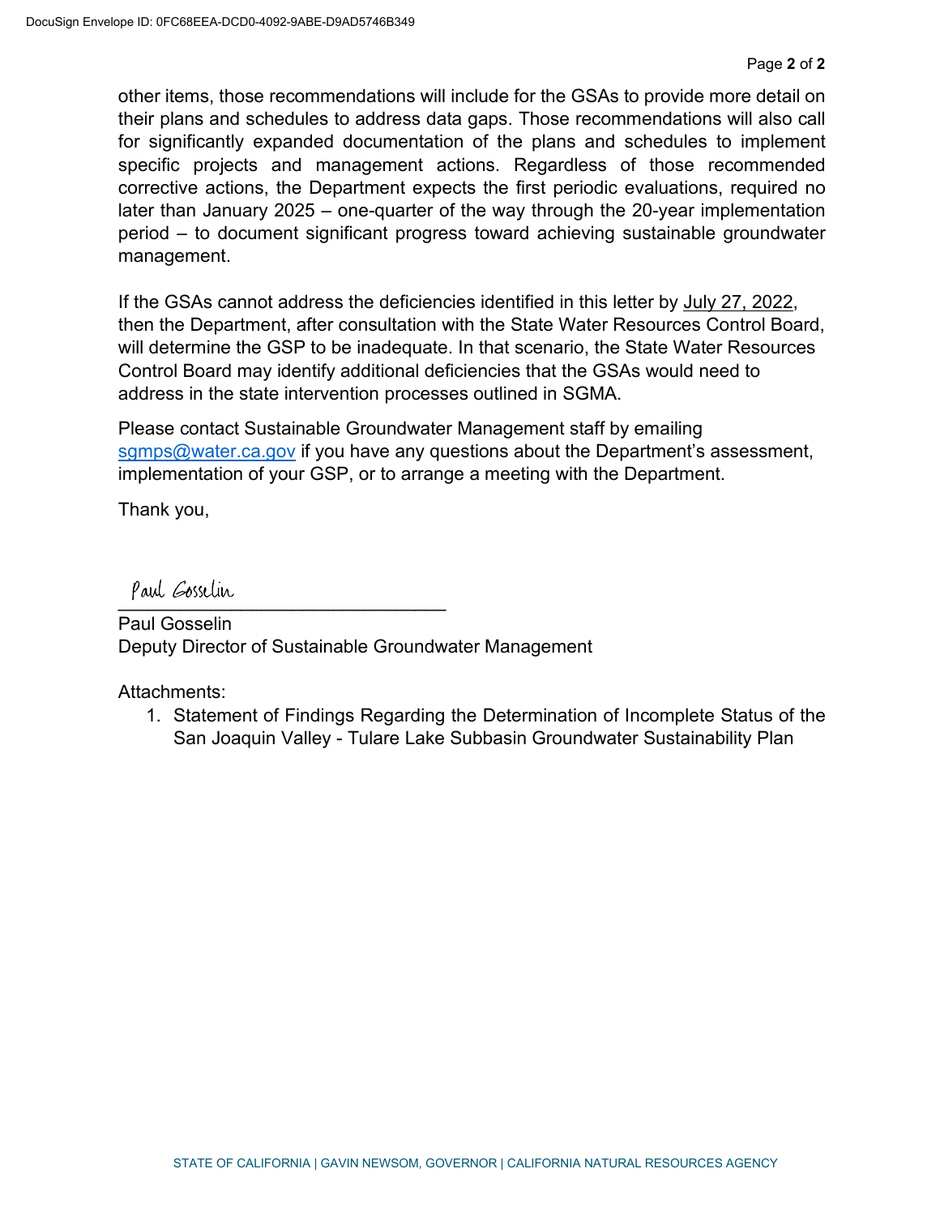other items, those recommendations will include for the GSAs to provide more detail on their plans and schedules to address data gaps. Those recommendations will also call for significantly expanded documentation of the plans and schedules to implement specific projects and management actions. Regardless of those recommended corrective actions, the Department expects the first periodic evaluations, required no later than January 2025 – one-quarter of the way through the 20-year implementation period – to document significant progress toward achieving sustainable groundwater management.

If the GSAs cannot address the deficiencies identified in this letter by July 27, 2022, then the Department, after consultation with the State Water Resources Control Board, will determine the GSP to be inadequate. In that scenario, the State Water Resources Control Board may identify additional deficiencies that the GSAs would need to address in the state intervention processes outlined in SGMA.

Please contact Sustainable Groundwater Management staff by emailing sgmps@water.ca.gov if you have any questions about the Department's assessment, implementation of your GSP, or to arrange a meeting with the Department.

Thank you,

Paul Gosselin

Paul Gosselin
Deputy Director of Sustainable Groundwater Management

Attachments:

1. Statement of Findings Regarding the Determination of Incomplete Status of the San Joaquin Valley - Tulare Lake Subbasin Groundwater Sustainability Plan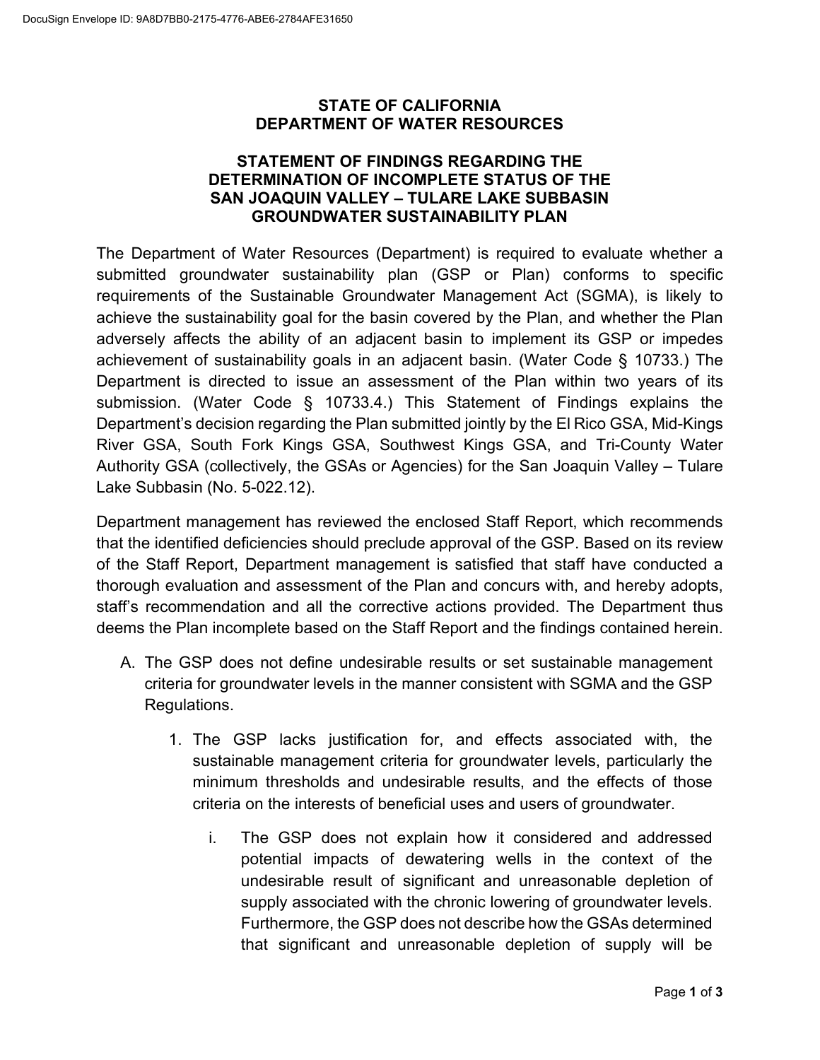**STATE OF CALIFORNIA**
**DEPARTMENT OF WATER RESOURCES**

# STATEMENT OF FINDINGS REGARDING THE DETERMINATION OF INCOMPLETE STATUS OF THE SAN JOAQUIN VALLEY – TULARE LAKE SUBBASIN GROUNDWATER SUSTAINABILITY PLAN

The Department of Water Resources (Department) is required to evaluate whether a submitted groundwater sustainability plan (GSP or Plan) conforms to specific requirements of the Sustainable Groundwater Management Act (SGMA), is likely to achieve the sustainability goal for the basin covered by the Plan, and whether the Plan adversely affects the ability of an adjacent basin to implement its GSP or impedes achievement of sustainability goals in an adjacent basin. (Water Code § 10733.) The Department is directed to issue an assessment of the Plan within two years of its submission. (Water Code § 10733.4.) This Statement of Findings explains the Department's decision regarding the Plan submitted jointly by the El Rico GSA, Mid-Kings River GSA, South Fork Kings GSA, Southwest Kings GSA, and Tri-County Water Authority GSA (collectively, the GSAs or Agencies) for the San Joaquin Valley – Tulare Lake Subbasin (No. 5-022.12).

Department management has reviewed the enclosed Staff Report, which recommends that the identified deficiencies should preclude approval of the GSP. Based on its review of the Staff Report, Department management is satisfied that staff have conducted a thorough evaluation and assessment of the Plan and concurs with, and hereby adopts, staff's recommendation and all the corrective actions provided. The Department thus deems the Plan incomplete based on the Staff Report and the findings contained herein.

A. The GSP does not define undesirable results or set sustainable management criteria for groundwater levels in the manner consistent with SGMA and the GSP Regulations.

   1. The GSP lacks justification for, and effects associated with, the sustainable management criteria for groundwater levels, particularly the minimum thresholds and undesirable results, and the effects of those criteria on the interests of beneficial uses and users of groundwater.

      i. The GSP does not explain how it considered and addressed potential impacts of dewatering wells in the context of the undesirable result of significant and unreasonable depletion of supply associated with the chronic lowering of groundwater levels. Furthermore, the GSP does not describe how the GSAs determined that significant and unreasonable depletion of supply will be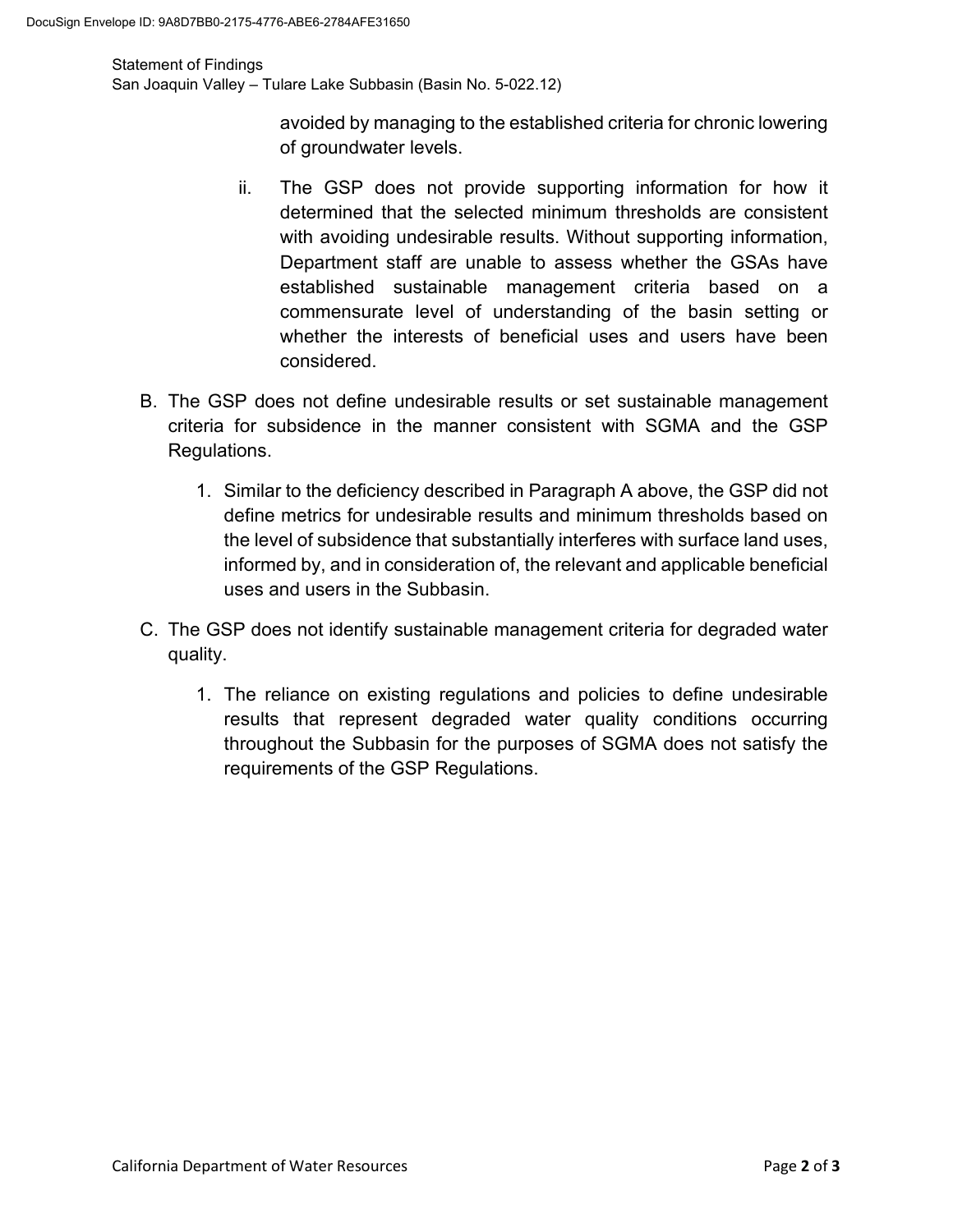avoided by managing to the established criteria for chronic lowering of groundwater levels.

ii. The GSP does not provide supporting information for how it determined that the selected minimum thresholds are consistent with avoiding undesirable results. Without supporting information, Department staff are unable to assess whether the GSAs have established sustainable management criteria based on a commensurate level of understanding of the basin setting or whether the interests of beneficial uses and users have been considered.

B. The GSP does not define undesirable results or set sustainable management criteria for subsidence in the manner consistent with SGMA and the GSP Regulations.

1. Similar to the deficiency described in Paragraph A above, the GSP did not define metrics for undesirable results and minimum thresholds based on the level of subsidence that substantially interferes with surface land uses, informed by, and in consideration of, the relevant and applicable beneficial uses and users in the Subbasin.

C. The GSP does not identify sustainable management criteria for degraded water quality.

1. The reliance on existing regulations and policies to define undesirable results that represent degraded water quality conditions occurring throughout the Subbasin for the purposes of SGMA does not satisfy the requirements of the GSP Regulations.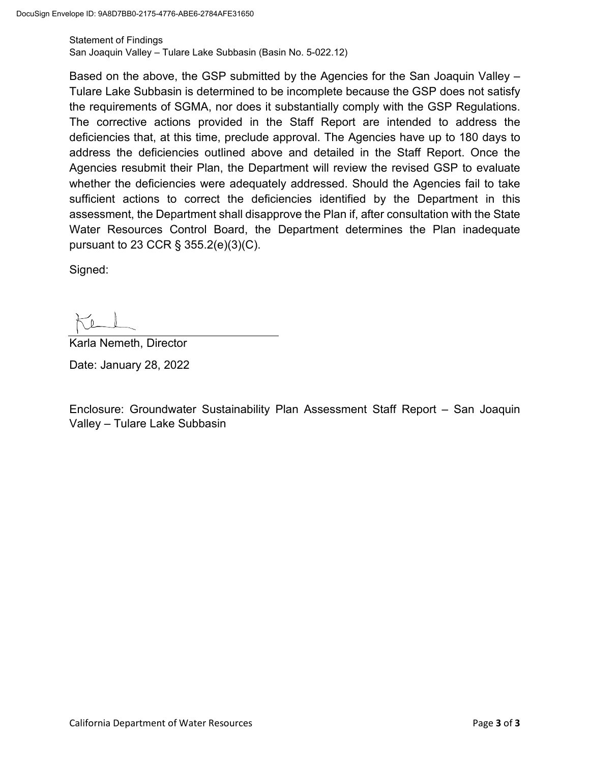Statement of Findings
San Joaquin Valley – Tulare Lake Subbasin (Basin No. 5-022.12)

Based on the above, the GSP submitted by the Agencies for the San Joaquin Valley – Tulare Lake Subbasin is determined to be incomplete because the GSP does not satisfy the requirements of SGMA, nor does it substantially comply with the GSP Regulations. The corrective actions provided in the Staff Report are intended to address the deficiencies that, at this time, preclude approval. The Agencies have up to 180 days to address the deficiencies outlined above and detailed in the Staff Report. Once the Agencies resubmit their Plan, the Department will review the revised GSP to evaluate whether the deficiencies were adequately addressed. Should the Agencies fail to take sufficient actions to correct the deficiencies identified by the Department in this assessment, the Department shall disapprove the Plan if, after consultation with the State Water Resources Control Board, the Department determines the Plan inadequate pursuant to 23 CCR § 355.2(e)(3)(C).

Signed:

Karla Nemeth, Director

Date: January 28, 2022

Enclosure: Groundwater Sustainability Plan Assessment Staff Report – San Joaquin Valley – Tulare Lake Subbasin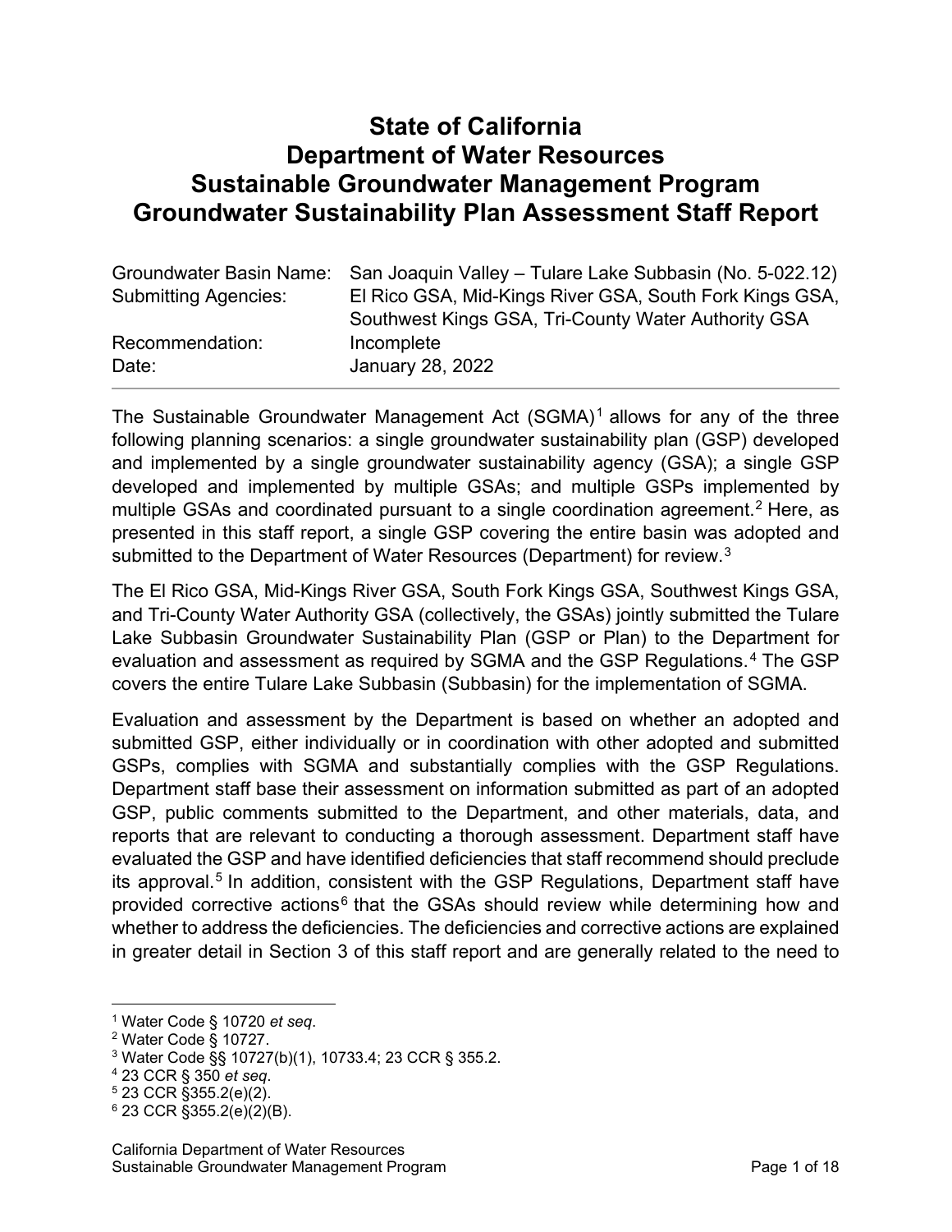# State of California
# Department of Water Resources
# Sustainable Groundwater Management Program
# Groundwater Sustainability Plan Assessment Staff Report

| | |
|---|---|
| Groundwater Basin Name: | San Joaquin Valley – Tulare Lake Subbasin (No. 5-022.12) |
| Submitting Agencies: | El Rico GSA, Mid-Kings River GSA, South Fork Kings GSA, Southwest Kings GSA, Tri-County Water Authority GSA |
| Recommendation: | Incomplete |
| Date: | January 28, 2022 |

The Sustainable Groundwater Management Act (SGMA)[1] allows for any of the three following planning scenarios: a single groundwater sustainability plan (GSP) developed and implemented by a single groundwater sustainability agency (GSA); a single GSP developed and implemented by multiple GSAs; and multiple GSPs implemented by multiple GSAs and coordinated pursuant to a single coordination agreement.[2] Here, as presented in this staff report, a single GSP covering the entire basin was adopted and submitted to the Department of Water Resources (Department) for review.[3]

The El Rico GSA, Mid-Kings River GSA, South Fork Kings GSA, Southwest Kings GSA, and Tri-County Water Authority GSA (collectively, the GSAs) jointly submitted the Tulare Lake Subbasin Groundwater Sustainability Plan (GSP or Plan) to the Department for evaluation and assessment as required by SGMA and the GSP Regulations.[4] The GSP covers the entire Tulare Lake Subbasin (Subbasin) for the implementation of SGMA.

Evaluation and assessment by the Department is based on whether an adopted and submitted GSP, either individually or in coordination with other adopted and submitted GSPs, complies with SGMA and substantially complies with the GSP Regulations. Department staff base their assessment on information submitted as part of an adopted GSP, public comments submitted to the Department, and other materials, data, and reports that are relevant to conducting a thorough assessment. Department staff have evaluated the GSP and have identified deficiencies that staff recommend should preclude its approval.[5] In addition, consistent with the GSP Regulations, Department staff have provided corrective actions[6] that the GSAs should review while determining how and whether to address the deficiencies. The deficiencies and corrective actions are explained in greater detail in Section 3 of this staff report and are generally related to the need to

[1] Water Code § 10720 *et seq*.
[2] Water Code § 10727.
[3] Water Code §§ 10727(b)(1), 10733.4; 23 CCR § 355.2.
[4] 23 CCR § 350 *et seq*.
[5] 23 CCR §355.2(e)(2).
[6] 23 CCR §355.2(e)(2)(B).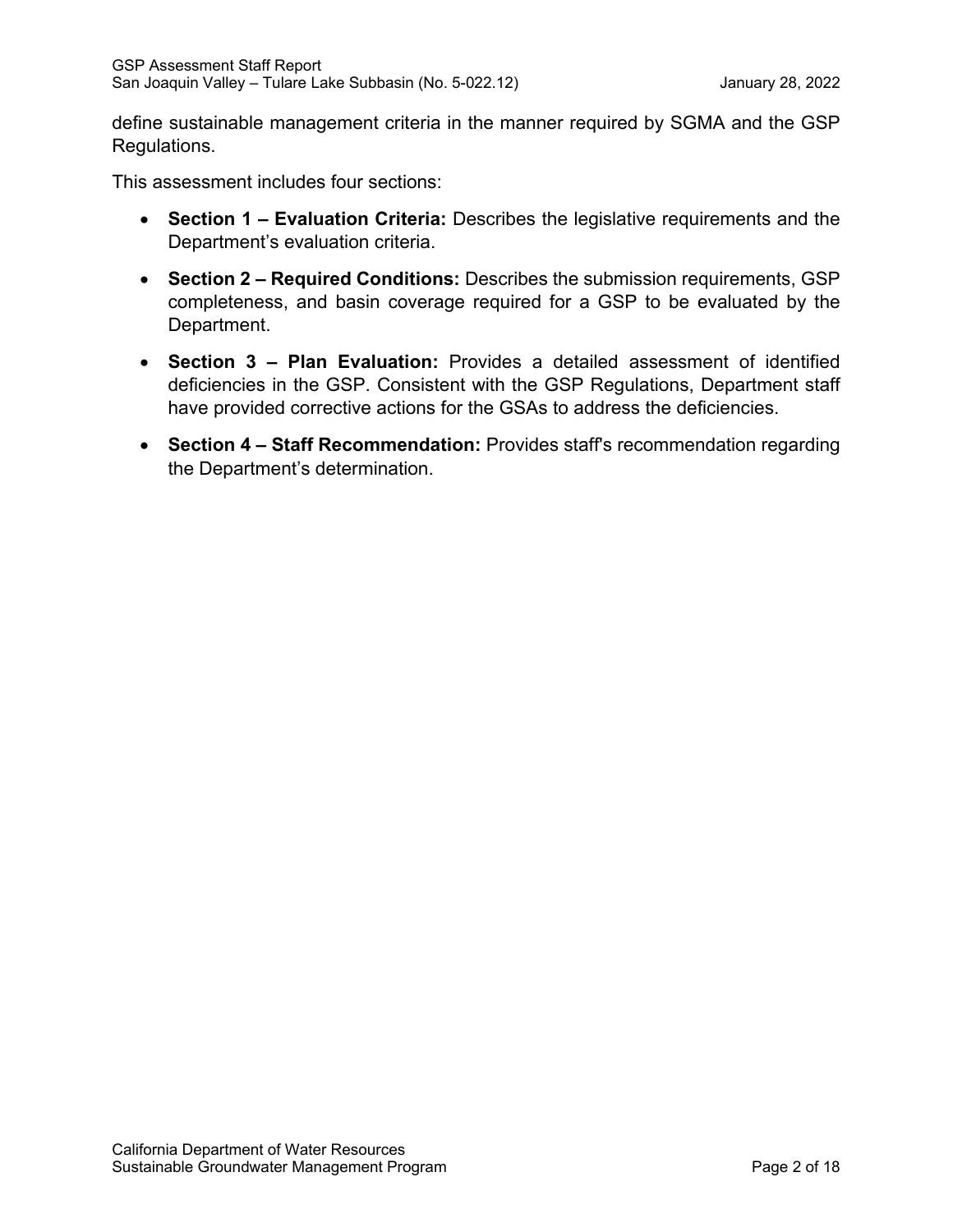define sustainable management criteria in the manner required by SGMA and the GSP Regulations.

This assessment includes four sections:

- **Section 1 – Evaluation Criteria:** Describes the legislative requirements and the Department's evaluation criteria.
- **Section 2 – Required Conditions:** Describes the submission requirements, GSP completeness, and basin coverage required for a GSP to be evaluated by the Department.
- **Section 3 – Plan Evaluation:** Provides a detailed assessment of identified deficiencies in the GSP. Consistent with the GSP Regulations, Department staff have provided corrective actions for the GSAs to address the deficiencies.
- **Section 4 – Staff Recommendation:** Provides staff's recommendation regarding the Department's determination.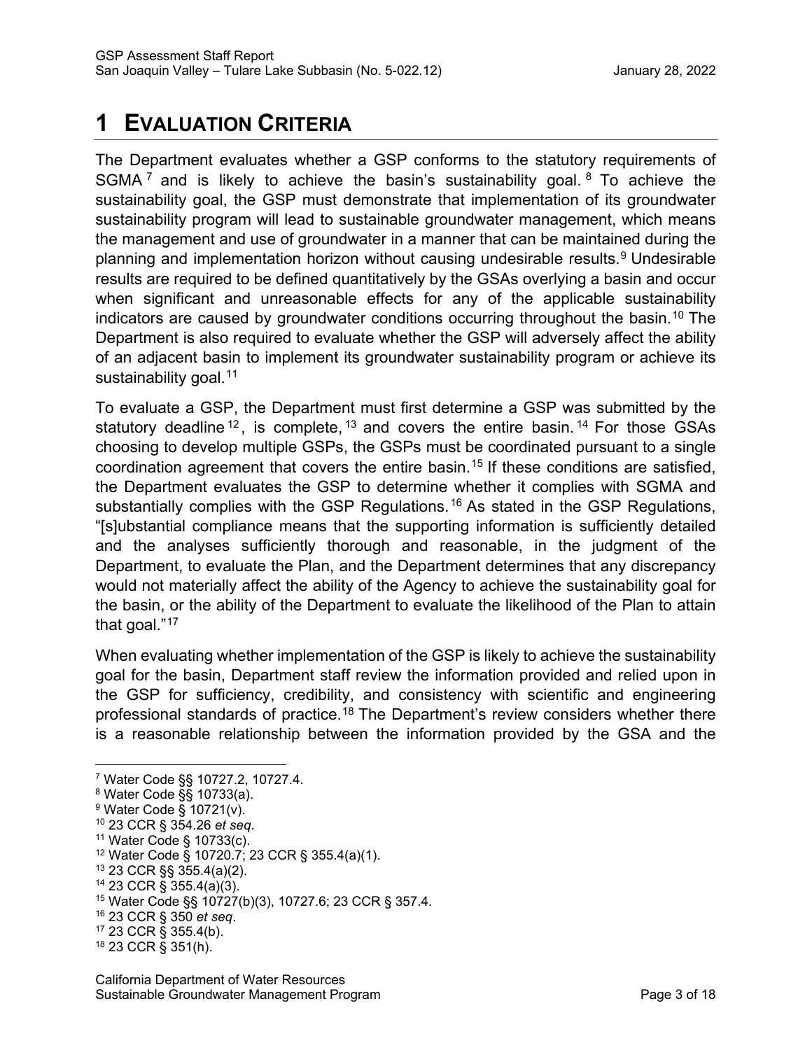# 1 EVALUATION CRITERIA

The Department evaluates whether a GSP conforms to the statutory requirements of SGMA[7] and is likely to achieve the basin's sustainability goal.[8] To achieve the sustainability goal, the GSP must demonstrate that implementation of its groundwater sustainability program will lead to sustainable groundwater management, which means the management and use of groundwater in a manner that can be maintained during the planning and implementation horizon without causing undesirable results.[9] Undesirable results are required to be defined quantitatively by the GSAs overlying a basin and occur when significant and unreasonable effects for any of the applicable sustainability indicators are caused by groundwater conditions occurring throughout the basin.[10] The Department is also required to evaluate whether the GSP will adversely affect the ability of an adjacent basin to implement its groundwater sustainability program or achieve its sustainability goal.[11]

To evaluate a GSP, the Department must first determine a GSP was submitted by the statutory deadline[12], is complete,[13] and covers the entire basin.[14] For those GSAs choosing to develop multiple GSPs, the GSPs must be coordinated pursuant to a single coordination agreement that covers the entire basin.[15] If these conditions are satisfied, the Department evaluates the GSP to determine whether it complies with SGMA and substantially complies with the GSP Regulations.[16] As stated in the GSP Regulations, "[s]ubstantial compliance means that the supporting information is sufficiently detailed and the analyses sufficiently thorough and reasonable, in the judgment of the Department, to evaluate the Plan, and the Department determines that any discrepancy would not materially affect the ability of the Agency to achieve the sustainability goal for the basin, or the ability of the Department to evaluate the likelihood of the Plan to attain that goal."[17]

When evaluating whether implementation of the GSP is likely to achieve the sustainability goal for the basin, Department staff review the information provided and relied upon in the GSP for sufficiency, credibility, and consistency with scientific and engineering professional standards of practice.[18] The Department's review considers whether there is a reasonable relationship between the information provided by the GSA and the

---

[7] Water Code §§ 10727.2, 10727.4.
[8] Water Code §§ 10733(a).
[9] Water Code § 10721(v).
[10] 23 CCR § 354.26 *et seq*.
[11] Water Code § 10733(c).
[12] Water Code § 10720.7; 23 CCR § 355.4(a)(1).
[13] 23 CCR §§ 355.4(a)(2).
[14] 23 CCR § 355.4(a)(3).
[15] Water Code §§ 10727(b)(3), 10727.6; 23 CCR § 357.4.
[16] 23 CCR § 350 *et seq*.
[17] 23 CCR § 355.4(b).
[18] 23 CCR § 351(h).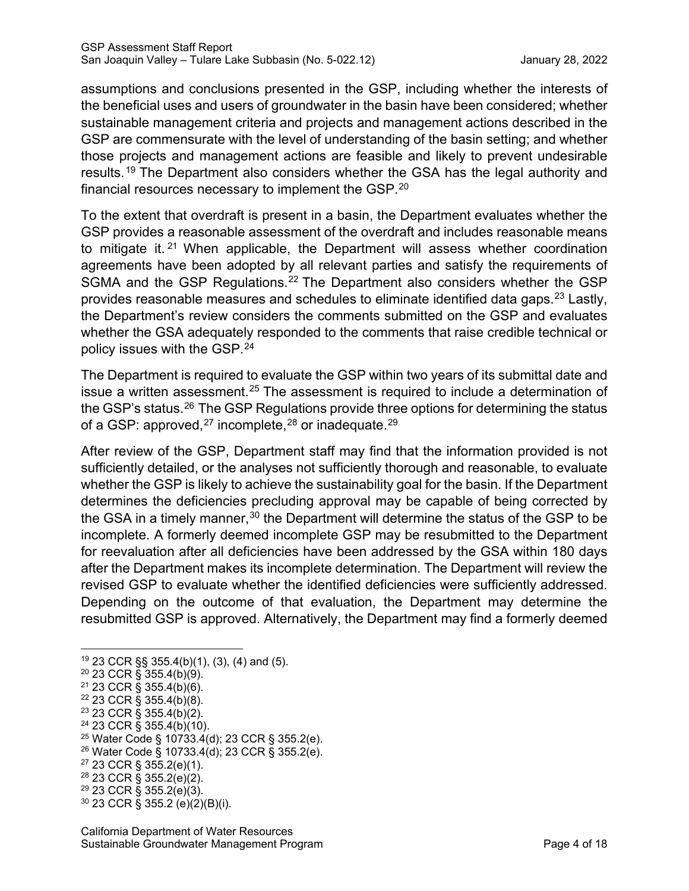assumptions and conclusions presented in the GSP, including whether the interests of the beneficial uses and users of groundwater in the basin have been considered; whether sustainable management criteria and projects and management actions described in the GSP are commensurate with the level of understanding of the basin setting; and whether those projects and management actions are feasible and likely to prevent undesirable results.[19] The Department also considers whether the GSA has the legal authority and financial resources necessary to implement the GSP.[20]

To the extent that overdraft is present in a basin, the Department evaluates whether the GSP provides a reasonable assessment of the overdraft and includes reasonable means to mitigate it.[21] When applicable, the Department will assess whether coordination agreements have been adopted by all relevant parties and satisfy the requirements of SGMA and the GSP Regulations.[22] The Department also considers whether the GSP provides reasonable measures and schedules to eliminate identified data gaps.[23] Lastly, the Department's review considers the comments submitted on the GSP and evaluates whether the GSA adequately responded to the comments that raise credible technical or policy issues with the GSP.[24]

The Department is required to evaluate the GSP within two years of its submittal date and issue a written assessment.[25] The assessment is required to include a determination of the GSP's status.[26] The GSP Regulations provide three options for determining the status of a GSP: approved,[27] incomplete,[28] or inadequate.[29]

After review of the GSP, Department staff may find that the information provided is not sufficiently detailed, or the analyses not sufficiently thorough and reasonable, to evaluate whether the GSP is likely to achieve the sustainability goal for the basin. If the Department determines the deficiencies precluding approval may be capable of being corrected by the GSA in a timely manner,[30] the Department will determine the status of the GSP to be incomplete. A formerly deemed incomplete GSP may be resubmitted to the Department for reevaluation after all deficiencies have been addressed by the GSA within 180 days after the Department makes its incomplete determination. The Department will review the revised GSP to evaluate whether the identified deficiencies were sufficiently addressed. Depending on the outcome of that evaluation, the Department may determine the resubmitted GSP is approved. Alternatively, the Department may find a formerly deemed

---

[19] 23 CCR §§ 355.4(b)(1), (3), (4) and (5).
[20] 23 CCR § 355.4(b)(9).
[21] 23 CCR § 355.4(b)(6).
[22] 23 CCR § 355.4(b)(8).
[23] 23 CCR § 355.4(b)(2).
[24] 23 CCR § 355.4(b)(10).
[25] Water Code § 10733.4(d); 23 CCR § 355.2(e).
[26] Water Code § 10733.4(d); 23 CCR § 355.2(e).
[27] 23 CCR § 355.2(e)(1).
[28] 23 CCR § 355.2(e)(2).
[29] 23 CCR § 355.2(e)(3).
[30] 23 CCR § 355.2 (e)(2)(B)(i).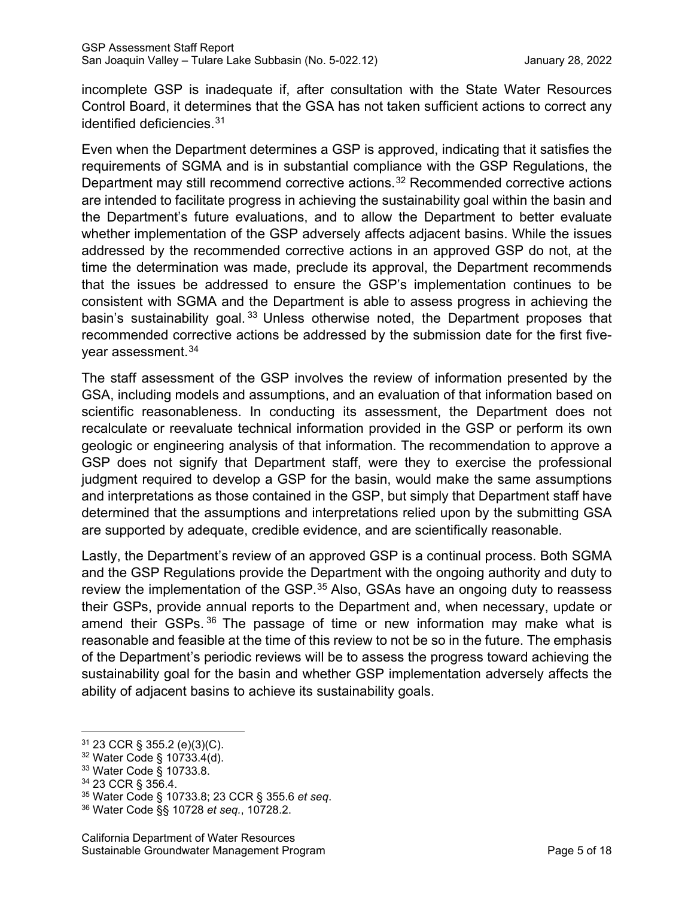incomplete GSP is inadequate if, after consultation with the State Water Resources Control Board, it determines that the GSA has not taken sufficient actions to correct any identified deficiencies.[31]

Even when the Department determines a GSP is approved, indicating that it satisfies the requirements of SGMA and is in substantial compliance with the GSP Regulations, the Department may still recommend corrective actions.[32] Recommended corrective actions are intended to facilitate progress in achieving the sustainability goal within the basin and the Department's future evaluations, and to allow the Department to better evaluate whether implementation of the GSP adversely affects adjacent basins. While the issues addressed by the recommended corrective actions in an approved GSP do not, at the time the determination was made, preclude its approval, the Department recommends that the issues be addressed to ensure the GSP's implementation continues to be consistent with SGMA and the Department is able to assess progress in achieving the basin's sustainability goal.[33] Unless otherwise noted, the Department proposes that recommended corrective actions be addressed by the submission date for the first five-year assessment.[34]

The staff assessment of the GSP involves the review of information presented by the GSA, including models and assumptions, and an evaluation of that information based on scientific reasonableness. In conducting its assessment, the Department does not recalculate or reevaluate technical information provided in the GSP or perform its own geologic or engineering analysis of that information. The recommendation to approve a GSP does not signify that Department staff, were they to exercise the professional judgment required to develop a GSP for the basin, would make the same assumptions and interpretations as those contained in the GSP, but simply that Department staff have determined that the assumptions and interpretations relied upon by the submitting GSA are supported by adequate, credible evidence, and are scientifically reasonable.

Lastly, the Department's review of an approved GSP is a continual process. Both SGMA and the GSP Regulations provide the Department with the ongoing authority and duty to review the implementation of the GSP.[35] Also, GSAs have an ongoing duty to reassess their GSPs, provide annual reports to the Department and, when necessary, update or amend their GSPs.[36] The passage of time or new information may make what is reasonable and feasible at the time of this review to not be so in the future. The emphasis of the Department's periodic reviews will be to assess the progress toward achieving the sustainability goal for the basin and whether GSP implementation adversely affects the ability of adjacent basins to achieve its sustainability goals.

---

[31] 23 CCR § 355.2 (e)(3)(C).

[32] Water Code § 10733.4(d).

[33] Water Code § 10733.8.

[34] 23 CCR § 356.4.

[35] Water Code § 10733.8; 23 CCR § 355.6 *et seq*.

[36] Water Code §§ 10728 *et seq.*, 10728.2.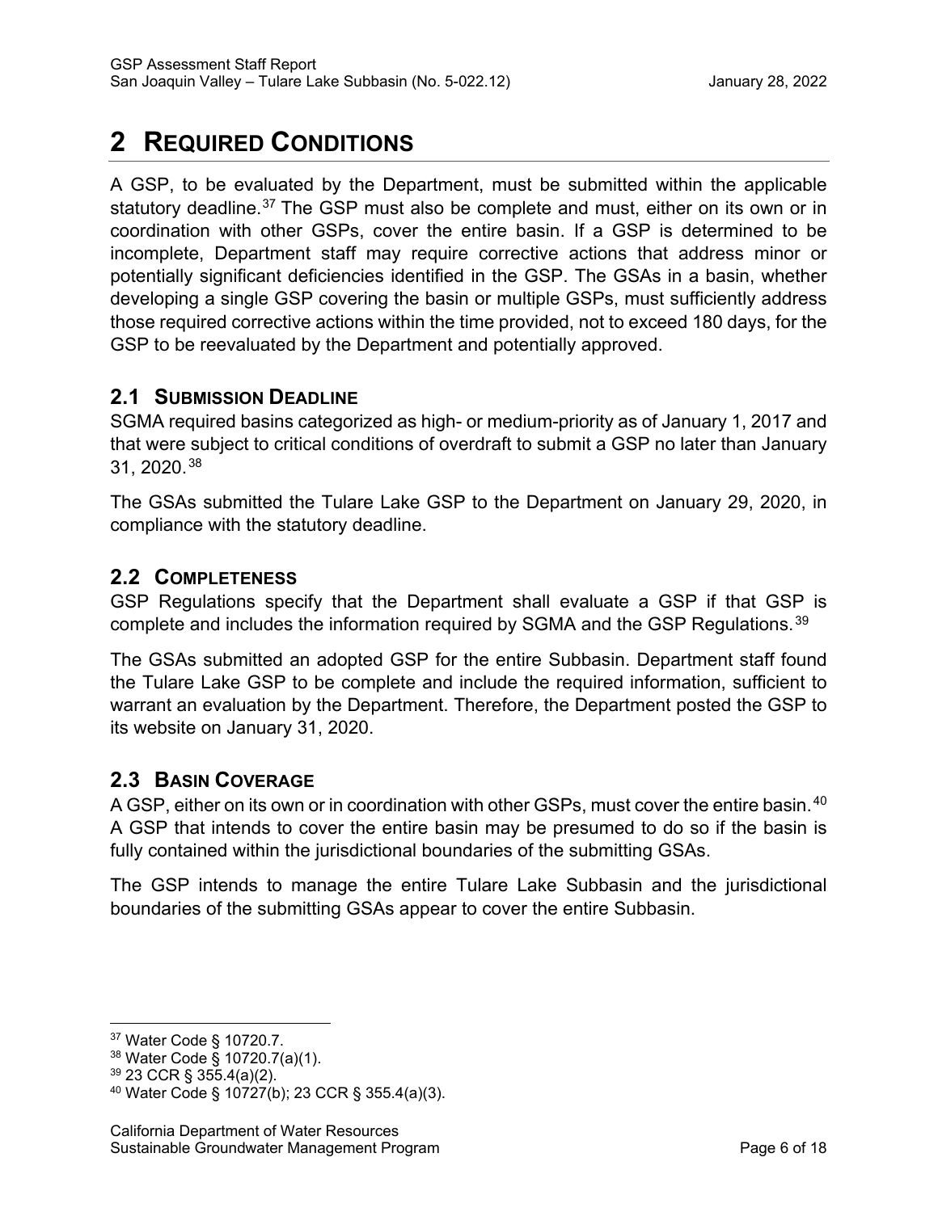# 2 REQUIRED CONDITIONS

A GSP, to be evaluated by the Department, must be submitted within the applicable statutory deadline.[37] The GSP must also be complete and must, either on its own or in coordination with other GSPs, cover the entire basin. If a GSP is determined to be incomplete, Department staff may require corrective actions that address minor or potentially significant deficiencies identified in the GSP. The GSAs in a basin, whether developing a single GSP covering the basin or multiple GSPs, must sufficiently address those required corrective actions within the time provided, not to exceed 180 days, for the GSP to be reevaluated by the Department and potentially approved.

## 2.1 SUBMISSION DEADLINE

SGMA required basins categorized as high- or medium-priority as of January 1, 2017 and that were subject to critical conditions of overdraft to submit a GSP no later than January 31, 2020.[38]

The GSAs submitted the Tulare Lake GSP to the Department on January 29, 2020, in compliance with the statutory deadline.

## 2.2 COMPLETENESS

GSP Regulations specify that the Department shall evaluate a GSP if that GSP is complete and includes the information required by SGMA and the GSP Regulations.[39]

The GSAs submitted an adopted GSP for the entire Subbasin. Department staff found the Tulare Lake GSP to be complete and include the required information, sufficient to warrant an evaluation by the Department. Therefore, the Department posted the GSP to its website on January 31, 2020.

## 2.3 BASIN COVERAGE

A GSP, either on its own or in coordination with other GSPs, must cover the entire basin.[40] A GSP that intends to cover the entire basin may be presumed to do so if the basin is fully contained within the jurisdictional boundaries of the submitting GSAs.

The GSP intends to manage the entire Tulare Lake Subbasin and the jurisdictional boundaries of the submitting GSAs appear to cover the entire Subbasin.

---

[37] Water Code § 10720.7.
[38] Water Code § 10720.7(a)(1).
[39] 23 CCR § 355.4(a)(2).
[40] Water Code § 10727(b); 23 CCR § 355.4(a)(3).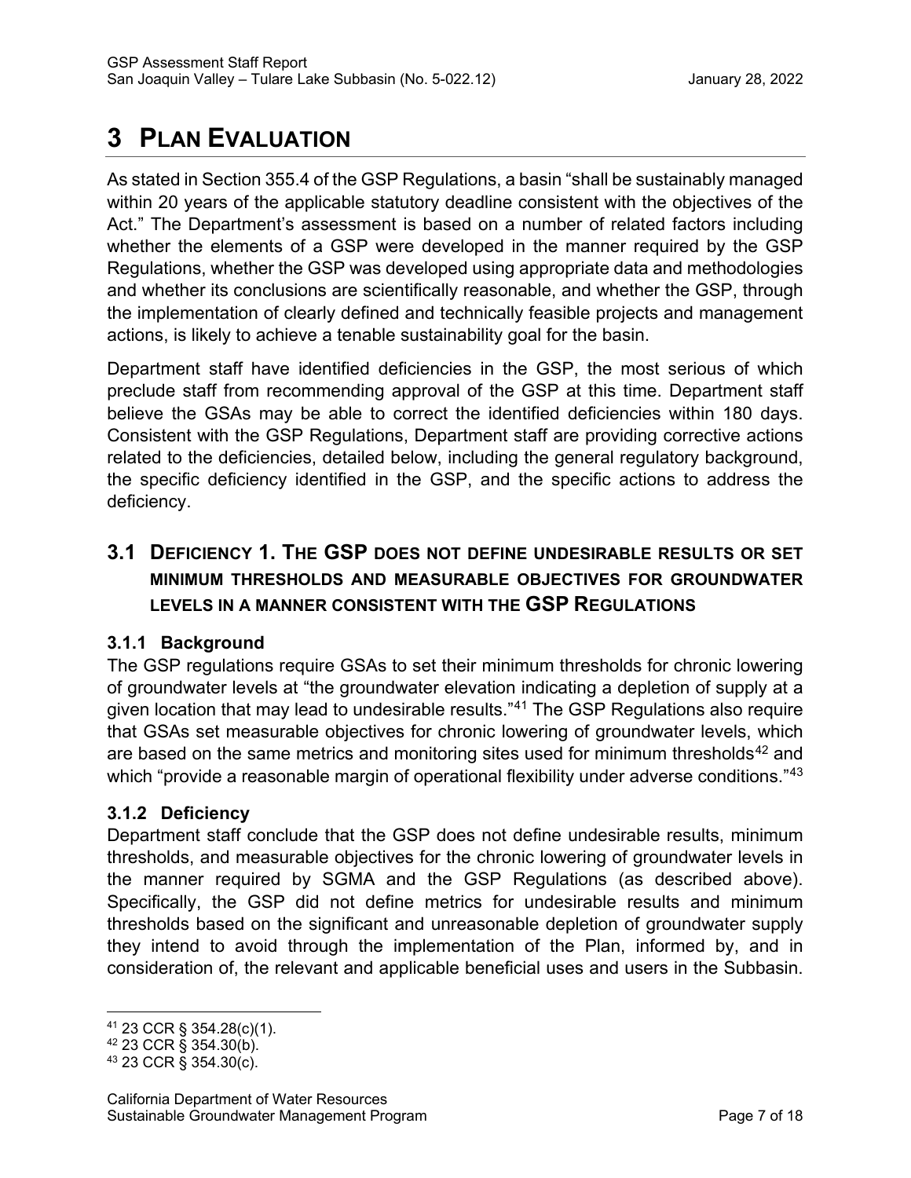# 3 Plan Evaluation

As stated in Section 355.4 of the GSP Regulations, a basin "shall be sustainably managed within 20 years of the applicable statutory deadline consistent with the objectives of the Act." The Department's assessment is based on a number of related factors including whether the elements of a GSP were developed in the manner required by the GSP Regulations, whether the GSP was developed using appropriate data and methodologies and whether its conclusions are scientifically reasonable, and whether the GSP, through the implementation of clearly defined and technically feasible projects and management actions, is likely to achieve a tenable sustainability goal for the basin.

Department staff have identified deficiencies in the GSP, the most serious of which preclude staff from recommending approval of the GSP at this time. Department staff believe the GSAs may be able to correct the identified deficiencies within 180 days. Consistent with the GSP Regulations, Department staff are providing corrective actions related to the deficiencies, detailed below, including the general regulatory background, the specific deficiency identified in the GSP, and the specific actions to address the deficiency.

## 3.1 Deficiency 1. The GSP does not define undesirable results or set minimum thresholds and measurable objectives for groundwater levels in a manner consistent with the GSP Regulations

### 3.1.1 Background

The GSP regulations require GSAs to set their minimum thresholds for chronic lowering of groundwater levels at "the groundwater elevation indicating a depletion of supply at a given location that may lead to undesirable results."[41] The GSP Regulations also require that GSAs set measurable objectives for chronic lowering of groundwater levels, which are based on the same metrics and monitoring sites used for minimum thresholds[42] and which "provide a reasonable margin of operational flexibility under adverse conditions."[43]

### 3.1.2 Deficiency

Department staff conclude that the GSP does not define undesirable results, minimum thresholds, and measurable objectives for the chronic lowering of groundwater levels in the manner required by SGMA and the GSP Regulations (as described above). Specifically, the GSP did not define metrics for undesirable results and minimum thresholds based on the significant and unreasonable depletion of groundwater supply they intend to avoid through the implementation of the Plan, informed by, and in consideration of, the relevant and applicable beneficial uses and users in the Subbasin.

[41] 23 CCR § 354.28(c)(1).

[42] 23 CCR § 354.30(b).

[43] 23 CCR § 354.30(c).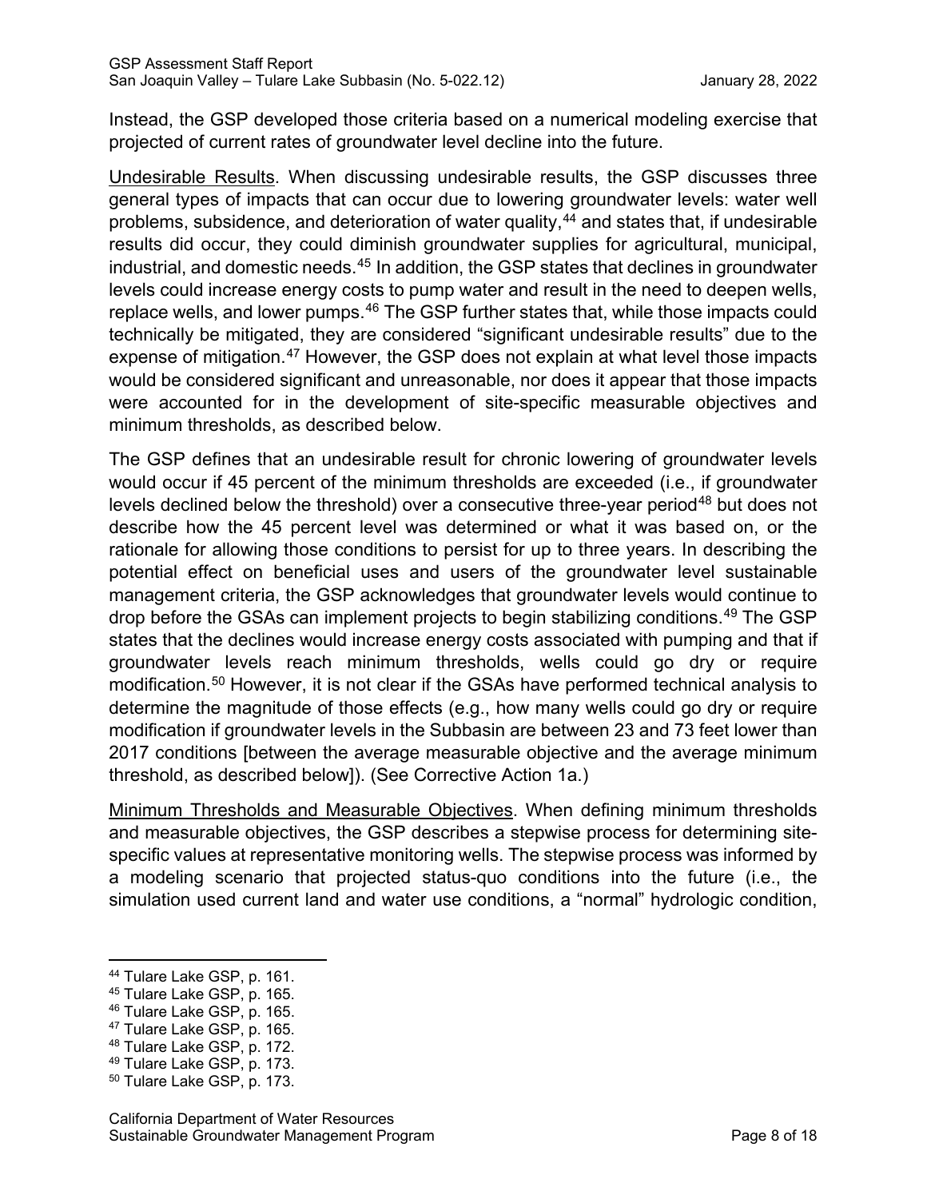Instead, the GSP developed those criteria based on a numerical modeling exercise that projected of current rates of groundwater level decline into the future.

Undesirable Results. When discussing undesirable results, the GSP discusses three general types of impacts that can occur due to lowering groundwater levels: water well problems, subsidence, and deterioration of water quality,[44] and states that, if undesirable results did occur, they could diminish groundwater supplies for agricultural, municipal, industrial, and domestic needs.[45] In addition, the GSP states that declines in groundwater levels could increase energy costs to pump water and result in the need to deepen wells, replace wells, and lower pumps.[46] The GSP further states that, while those impacts could technically be mitigated, they are considered "significant undesirable results" due to the expense of mitigation.[47] However, the GSP does not explain at what level those impacts would be considered significant and unreasonable, nor does it appear that those impacts were accounted for in the development of site-specific measurable objectives and minimum thresholds, as described below.

The GSP defines that an undesirable result for chronic lowering of groundwater levels would occur if 45 percent of the minimum thresholds are exceeded (i.e., if groundwater levels declined below the threshold) over a consecutive three-year period[48] but does not describe how the 45 percent level was determined or what it was based on, or the rationale for allowing those conditions to persist for up to three years. In describing the potential effect on beneficial uses and users of the groundwater level sustainable management criteria, the GSP acknowledges that groundwater levels would continue to drop before the GSAs can implement projects to begin stabilizing conditions.[49] The GSP states that the declines would increase energy costs associated with pumping and that if groundwater levels reach minimum thresholds, wells could go dry or require modification.[50] However, it is not clear if the GSAs have performed technical analysis to determine the magnitude of those effects (e.g., how many wells could go dry or require modification if groundwater levels in the Subbasin are between 23 and 73 feet lower than 2017 conditions [between the average measurable objective and the average minimum threshold, as described below]). (See Corrective Action 1a.)

Minimum Thresholds and Measurable Objectives. When defining minimum thresholds and measurable objectives, the GSP describes a stepwise process for determining site-specific values at representative monitoring wells. The stepwise process was informed by a modeling scenario that projected status-quo conditions into the future (i.e., the simulation used current land and water use conditions, a "normal" hydrologic condition,

---

[44] Tulare Lake GSP, p. 161.
[45] Tulare Lake GSP, p. 165.
[46] Tulare Lake GSP, p. 165.
[47] Tulare Lake GSP, p. 165.
[48] Tulare Lake GSP, p. 172.
[49] Tulare Lake GSP, p. 173.
[50] Tulare Lake GSP, p. 173.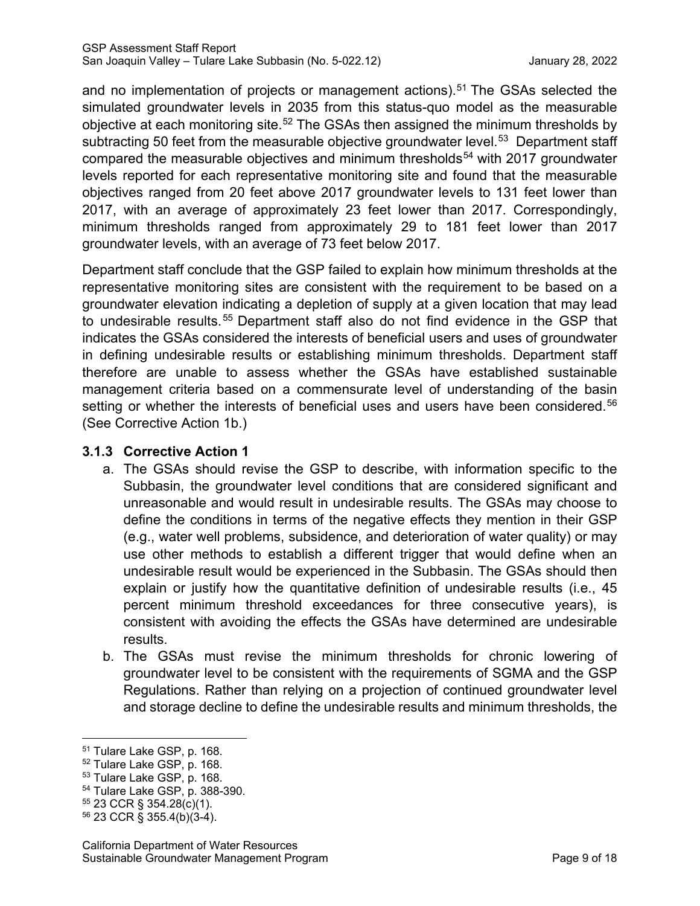and no implementation of projects or management actions).[51] The GSAs selected the simulated groundwater levels in 2035 from this status-quo model as the measurable objective at each monitoring site.[52] The GSAs then assigned the minimum thresholds by subtracting 50 feet from the measurable objective groundwater level.[53] Department staff compared the measurable objectives and minimum thresholds[54] with 2017 groundwater levels reported for each representative monitoring site and found that the measurable objectives ranged from 20 feet above 2017 groundwater levels to 131 feet lower than 2017, with an average of approximately 23 feet lower than 2017. Correspondingly, minimum thresholds ranged from approximately 29 to 181 feet lower than 2017 groundwater levels, with an average of 73 feet below 2017.

Department staff conclude that the GSP failed to explain how minimum thresholds at the representative monitoring sites are consistent with the requirement to be based on a groundwater elevation indicating a depletion of supply at a given location that may lead to undesirable results.[55] Department staff also do not find evidence in the GSP that indicates the GSAs considered the interests of beneficial users and uses of groundwater in defining undesirable results or establishing minimum thresholds. Department staff therefore are unable to assess whether the GSAs have established sustainable management criteria based on a commensurate level of understanding of the basin setting or whether the interests of beneficial uses and users have been considered.[56] (See Corrective Action 1b.)

### 3.1.3 Corrective Action 1

a. The GSAs should revise the GSP to describe, with information specific to the Subbasin, the groundwater level conditions that are considered significant and unreasonable and would result in undesirable results. The GSAs may choose to define the conditions in terms of the negative effects they mention in their GSP (e.g., water well problems, subsidence, and deterioration of water quality) or may use other methods to establish a different trigger that would define when an undesirable result would be experienced in the Subbasin. The GSAs should then explain or justify how the quantitative definition of undesirable results (i.e., 45 percent minimum threshold exceedances for three consecutive years), is consistent with avoiding the effects the GSAs have determined are undesirable results.
b. The GSAs must revise the minimum thresholds for chronic lowering of groundwater level to be consistent with the requirements of SGMA and the GSP Regulations. Rather than relying on a projection of continued groundwater level and storage decline to define the undesirable results and minimum thresholds, the

---

[51] Tulare Lake GSP, p. 168.

[52] Tulare Lake GSP, p. 168.

[53] Tulare Lake GSP, p. 168.

[54] Tulare Lake GSP, p. 388-390.

[55] 23 CCR § 354.28(c)(1).

[56] 23 CCR § 355.4(b)(3-4).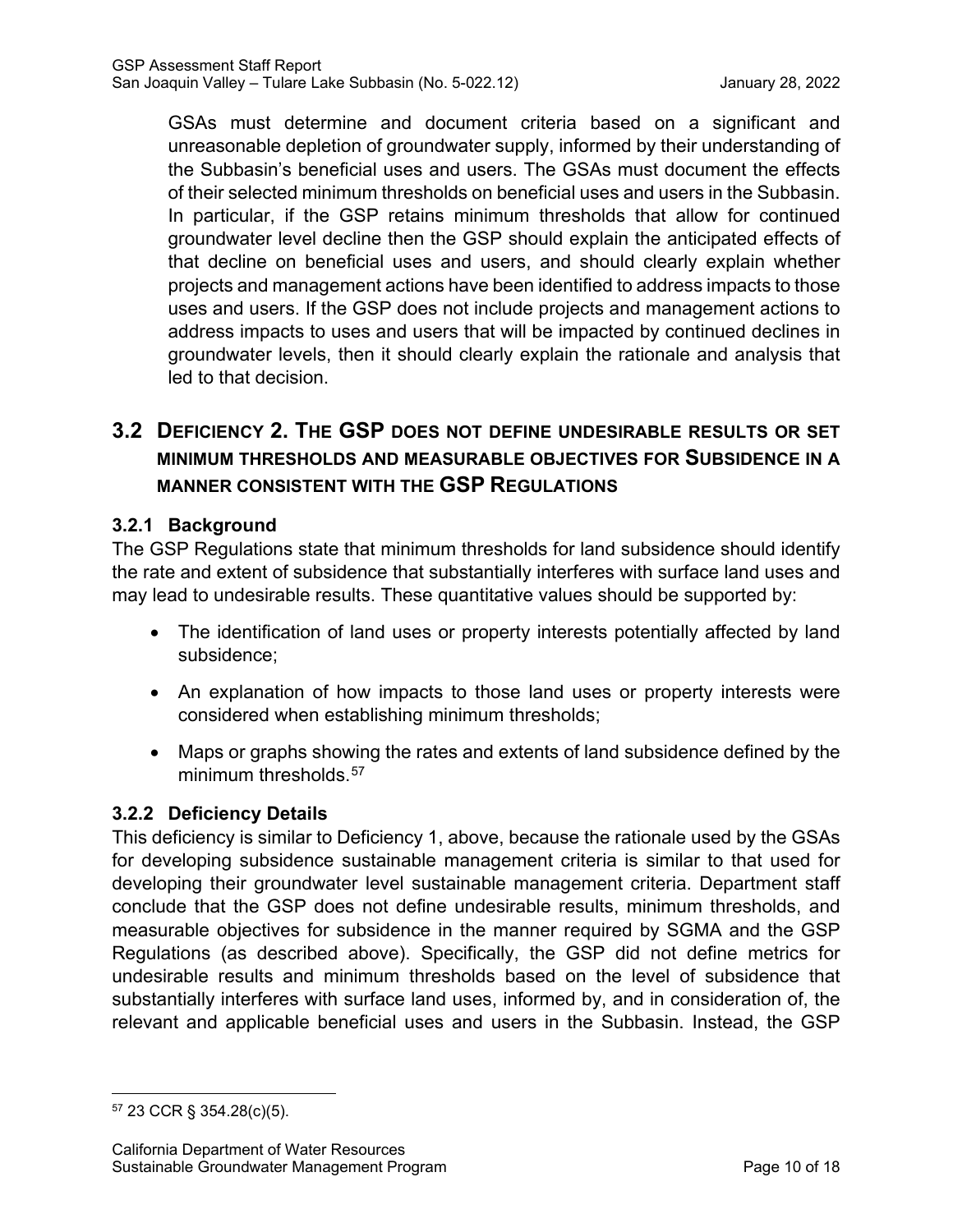GSAs must determine and document criteria based on a significant and unreasonable depletion of groundwater supply, informed by their understanding of the Subbasin's beneficial uses and users. The GSAs must document the effects of their selected minimum thresholds on beneficial uses and users in the Subbasin. In particular, if the GSP retains minimum thresholds that allow for continued groundwater level decline then the GSP should explain the anticipated effects of that decline on beneficial uses and users, and should clearly explain whether projects and management actions have been identified to address impacts to those uses and users. If the GSP does not include projects and management actions to address impacts to uses and users that will be impacted by continued declines in groundwater levels, then it should clearly explain the rationale and analysis that led to that decision.

## 3.2 Deficiency 2. The GSP does not define undesirable results or set minimum thresholds and measurable objectives for Subsidence in a manner consistent with the GSP Regulations

### 3.2.1 Background

The GSP Regulations state that minimum thresholds for land subsidence should identify the rate and extent of subsidence that substantially interferes with surface land uses and may lead to undesirable results. These quantitative values should be supported by:

- The identification of land uses or property interests potentially affected by land subsidence;
- An explanation of how impacts to those land uses or property interests were considered when establishing minimum thresholds;
- Maps or graphs showing the rates and extents of land subsidence defined by the minimum thresholds.[57]

### 3.2.2 Deficiency Details

This deficiency is similar to Deficiency 1, above, because the rationale used by the GSAs for developing subsidence sustainable management criteria is similar to that used for developing their groundwater level sustainable management criteria. Department staff conclude that the GSP does not define undesirable results, minimum thresholds, and measurable objectives for subsidence in the manner required by SGMA and the GSP Regulations (as described above). Specifically, the GSP did not define metrics for undesirable results and minimum thresholds based on the level of subsidence that substantially interferes with surface land uses, informed by, and in consideration of, the relevant and applicable beneficial uses and users in the Subbasin. Instead, the GSP

[57] 23 CCR § 354.28(c)(5).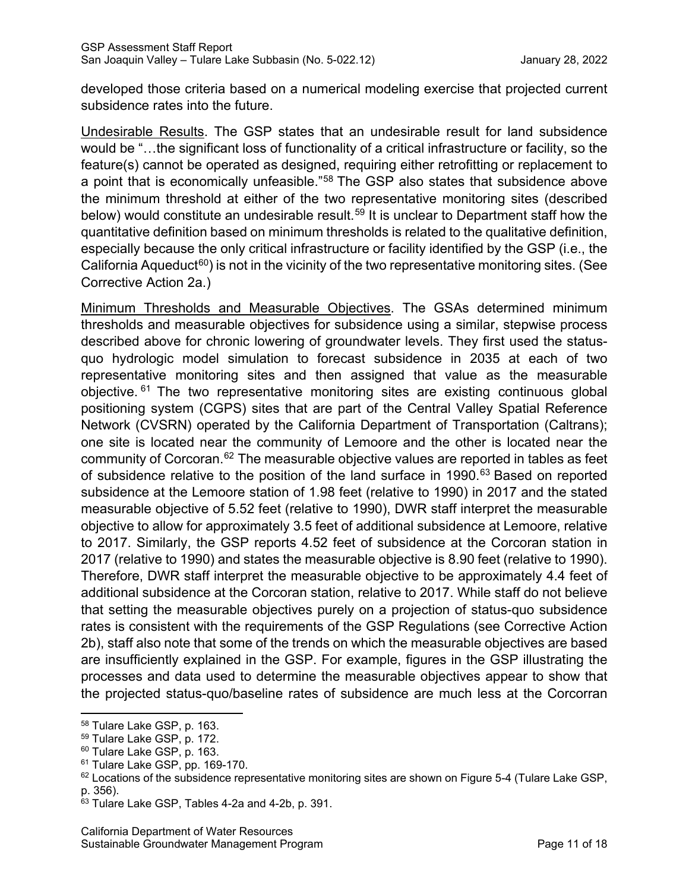developed those criteria based on a numerical modeling exercise that projected current subsidence rates into the future.

Undesirable Results. The GSP states that an undesirable result for land subsidence would be "…the significant loss of functionality of a critical infrastructure or facility, so the feature(s) cannot be operated as designed, requiring either retrofitting or replacement to a point that is economically unfeasible."[58] The GSP also states that subsidence above the minimum threshold at either of the two representative monitoring sites (described below) would constitute an undesirable result.[59] It is unclear to Department staff how the quantitative definition based on minimum thresholds is related to the qualitative definition, especially because the only critical infrastructure or facility identified by the GSP (i.e., the California Aqueduct[60]) is not in the vicinity of the two representative monitoring sites. (See Corrective Action 2a.)

Minimum Thresholds and Measurable Objectives. The GSAs determined minimum thresholds and measurable objectives for subsidence using a similar, stepwise process described above for chronic lowering of groundwater levels. They first used the status-quo hydrologic model simulation to forecast subsidence in 2035 at each of two representative monitoring sites and then assigned that value as the measurable objective.[61] The two representative monitoring sites are existing continuous global positioning system (CGPS) sites that are part of the Central Valley Spatial Reference Network (CVSRN) operated by the California Department of Transportation (Caltrans); one site is located near the community of Lemoore and the other is located near the community of Corcoran.[62] The measurable objective values are reported in tables as feet of subsidence relative to the position of the land surface in 1990.[63] Based on reported subsidence at the Lemoore station of 1.98 feet (relative to 1990) in 2017 and the stated measurable objective of 5.52 feet (relative to 1990), DWR staff interpret the measurable objective to allow for approximately 3.5 feet of additional subsidence at Lemoore, relative to 2017. Similarly, the GSP reports 4.52 feet of subsidence at the Corcoran station in 2017 (relative to 1990) and states the measurable objective is 8.90 feet (relative to 1990). Therefore, DWR staff interpret the measurable objective to be approximately 4.4 feet of additional subsidence at the Corcoran station, relative to 2017. While staff do not believe that setting the measurable objectives purely on a projection of status-quo subsidence rates is consistent with the requirements of the GSP Regulations (see Corrective Action 2b), staff also note that some of the trends on which the measurable objectives are based are insufficiently explained in the GSP. For example, figures in the GSP illustrating the processes and data used to determine the measurable objectives appear to show that the projected status-quo/baseline rates of subsidence are much less at the Corcorran

[58] Tulare Lake GSP, p. 163.

[59] Tulare Lake GSP, p. 172.

[60] Tulare Lake GSP, p. 163.

[61] Tulare Lake GSP, pp. 169-170.

[62] Locations of the subsidence representative monitoring sites are shown on Figure 5-4 (Tulare Lake GSP, p. 356).

[63] Tulare Lake GSP, Tables 4-2a and 4-2b, p. 391.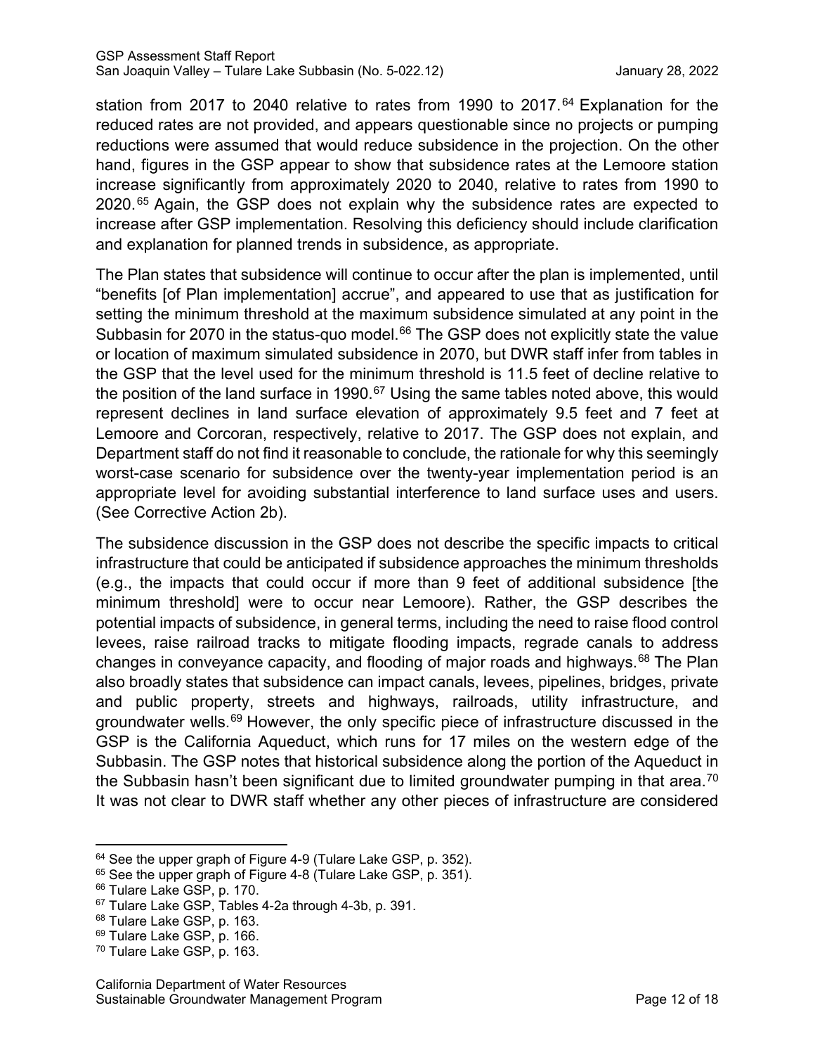station from 2017 to 2040 relative to rates from 1990 to 2017.[64] Explanation for the reduced rates are not provided, and appears questionable since no projects or pumping reductions were assumed that would reduce subsidence in the projection. On the other hand, figures in the GSP appear to show that subsidence rates at the Lemoore station increase significantly from approximately 2020 to 2040, relative to rates from 1990 to 2020.[65] Again, the GSP does not explain why the subsidence rates are expected to increase after GSP implementation. Resolving this deficiency should include clarification and explanation for planned trends in subsidence, as appropriate.

The Plan states that subsidence will continue to occur after the plan is implemented, until "benefits [of Plan implementation] accrue", and appeared to use that as justification for setting the minimum threshold at the maximum subsidence simulated at any point in the Subbasin for 2070 in the status-quo model.[66] The GSP does not explicitly state the value or location of maximum simulated subsidence in 2070, but DWR staff infer from tables in the GSP that the level used for the minimum threshold is 11.5 feet of decline relative to the position of the land surface in 1990.[67] Using the same tables noted above, this would represent declines in land surface elevation of approximately 9.5 feet and 7 feet at Lemoore and Corcoran, respectively, relative to 2017. The GSP does not explain, and Department staff do not find it reasonable to conclude, the rationale for why this seemingly worst-case scenario for subsidence over the twenty-year implementation period is an appropriate level for avoiding substantial interference to land surface uses and users. (See Corrective Action 2b).

The subsidence discussion in the GSP does not describe the specific impacts to critical infrastructure that could be anticipated if subsidence approaches the minimum thresholds (e.g., the impacts that could occur if more than 9 feet of additional subsidence [the minimum threshold] were to occur near Lemoore). Rather, the GSP describes the potential impacts of subsidence, in general terms, including the need to raise flood control levees, raise railroad tracks to mitigate flooding impacts, regrade canals to address changes in conveyance capacity, and flooding of major roads and highways.[68] The Plan also broadly states that subsidence can impact canals, levees, pipelines, bridges, private and public property, streets and highways, railroads, utility infrastructure, and groundwater wells.[69] However, the only specific piece of infrastructure discussed in the GSP is the California Aqueduct, which runs for 17 miles on the western edge of the Subbasin. The GSP notes that historical subsidence along the portion of the Aqueduct in the Subbasin hasn't been significant due to limited groundwater pumping in that area.[70] It was not clear to DWR staff whether any other pieces of infrastructure are considered

[64] See the upper graph of Figure 4-9 (Tulare Lake GSP, p. 352).
[65] See the upper graph of Figure 4-8 (Tulare Lake GSP, p. 351).
[66] Tulare Lake GSP, p. 170.
[67] Tulare Lake GSP, Tables 4-2a through 4-3b, p. 391.
[68] Tulare Lake GSP, p. 163.
[69] Tulare Lake GSP, p. 166.
[70] Tulare Lake GSP, p. 163.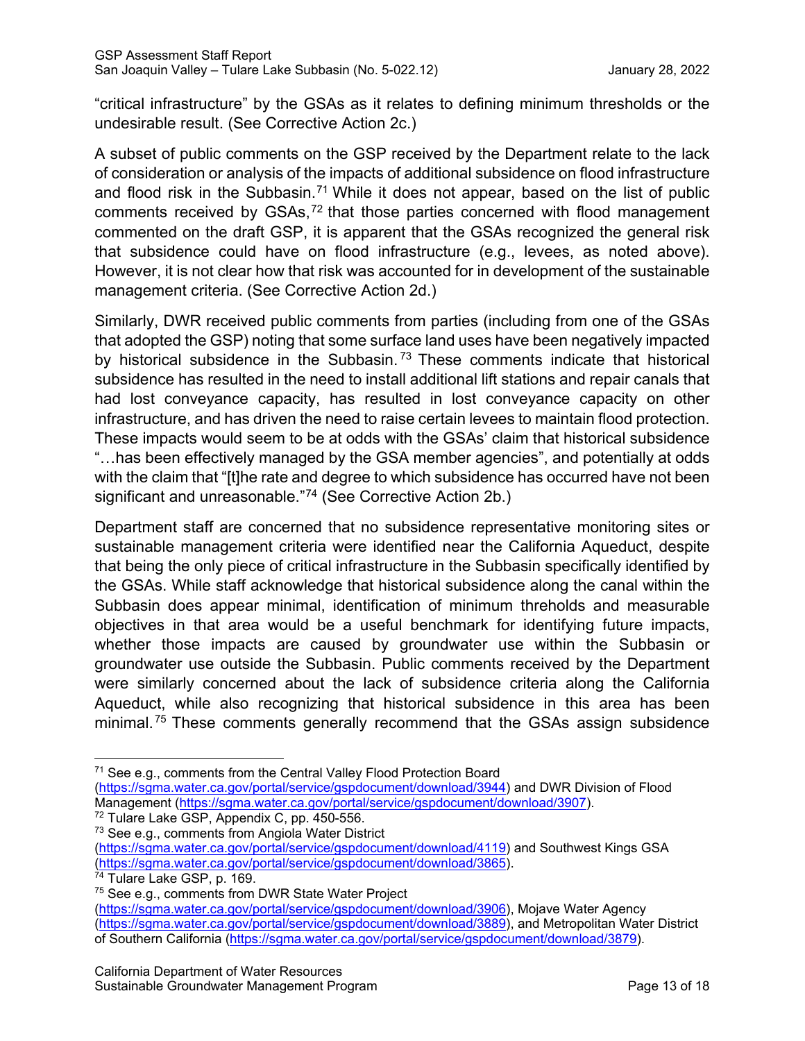"critical infrastructure" by the GSAs as it relates to defining minimum thresholds or the undesirable result. (See Corrective Action 2c.)

A subset of public comments on the GSP received by the Department relate to the lack of consideration or analysis of the impacts of additional subsidence on flood infrastructure and flood risk in the Subbasin.[71] While it does not appear, based on the list of public comments received by GSAs,[72] that those parties concerned with flood management commented on the draft GSP, it is apparent that the GSAs recognized the general risk that subsidence could have on flood infrastructure (e.g., levees, as noted above). However, it is not clear how that risk was accounted for in development of the sustainable management criteria. (See Corrective Action 2d.)

Similarly, DWR received public comments from parties (including from one of the GSAs that adopted the GSP) noting that some surface land uses have been negatively impacted by historical subsidence in the Subbasin.[73] These comments indicate that historical subsidence has resulted in the need to install additional lift stations and repair canals that had lost conveyance capacity, has resulted in lost conveyance capacity on other infrastructure, and has driven the need to raise certain levees to maintain flood protection. These impacts would seem to be at odds with the GSAs' claim that historical subsidence "…has been effectively managed by the GSA member agencies", and potentially at odds with the claim that "[t]he rate and degree to which subsidence has occurred have not been significant and unreasonable."[74] (See Corrective Action 2b.)

Department staff are concerned that no subsidence representative monitoring sites or sustainable management criteria were identified near the California Aqueduct, despite that being the only piece of critical infrastructure in the Subbasin specifically identified by the GSAs. While staff acknowledge that historical subsidence along the canal within the Subbasin does appear minimal, identification of minimum threholds and measurable objectives in that area would be a useful benchmark for identifying future impacts, whether those impacts are caused by groundwater use within the Subbasin or groundwater use outside the Subbasin. Public comments received by the Department were similarly concerned about the lack of subsidence criteria along the California Aqueduct, while also recognizing that historical subsidence in this area has been minimal.[75] These comments generally recommend that the GSAs assign subsidence

---

[71] See e.g., comments from the Central Valley Flood Protection Board (https://sgma.water.ca.gov/portal/service/gspdocument/download/3944) and DWR Division of Flood Management (https://sgma.water.ca.gov/portal/service/gspdocument/download/3907).

[72] Tulare Lake GSP, Appendix C, pp. 450-556.

[73] See e.g., comments from Angiola Water District (https://sgma.water.ca.gov/portal/service/gspdocument/download/4119) and Southwest Kings GSA (https://sgma.water.ca.gov/portal/service/gspdocument/download/3865).

[74] Tulare Lake GSP, p. 169.

[75] See e.g., comments from DWR State Water Project (https://sgma.water.ca.gov/portal/service/gspdocument/download/3906), Mojave Water Agency (https://sgma.water.ca.gov/portal/service/gspdocument/download/3889), and Metropolitan Water District of Southern California (https://sgma.water.ca.gov/portal/service/gspdocument/download/3879).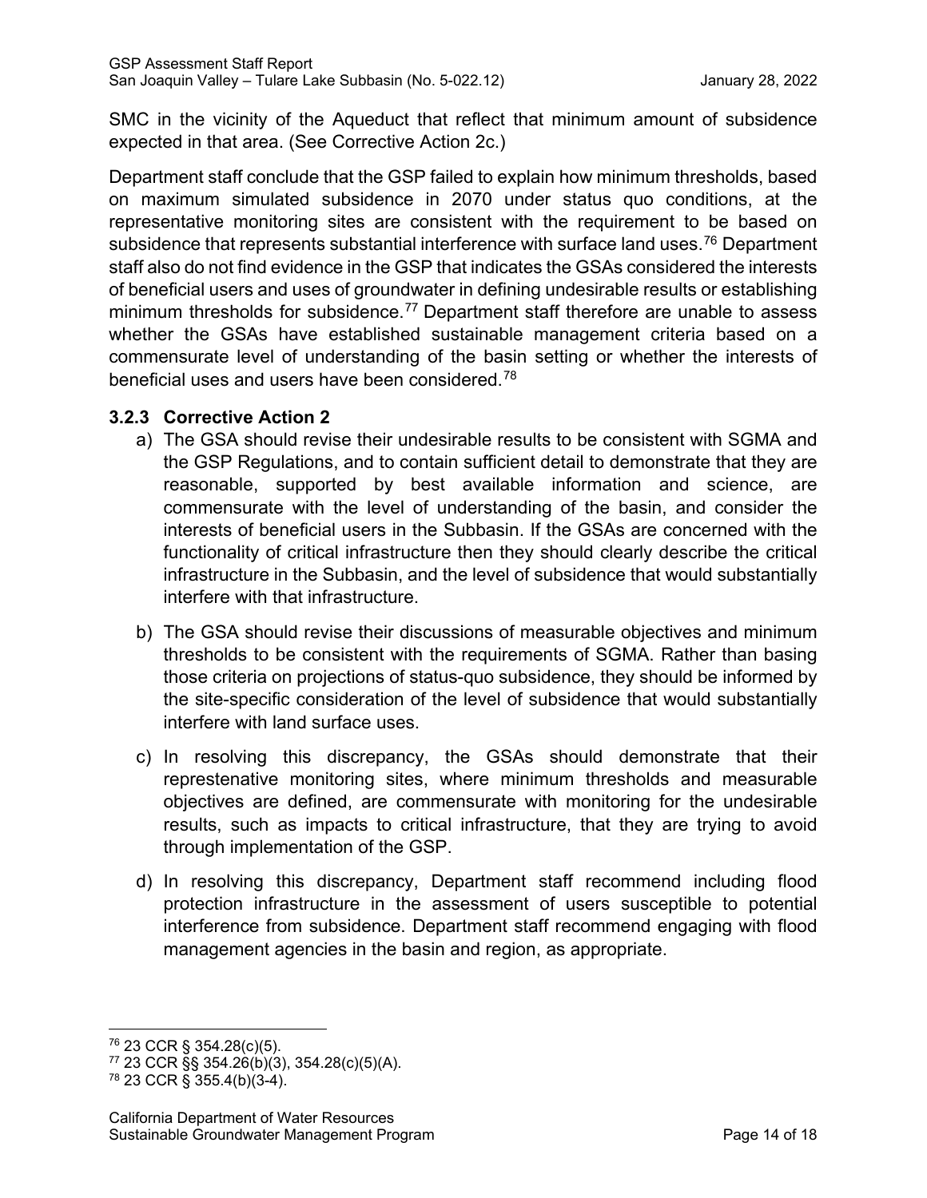SMC in the vicinity of the Aqueduct that reflect that minimum amount of subsidence expected in that area. (See Corrective Action 2c.)

Department staff conclude that the GSP failed to explain how minimum thresholds, based on maximum simulated subsidence in 2070 under status quo conditions, at the representative monitoring sites are consistent with the requirement to be based on subsidence that represents substantial interference with surface land uses.[76] Department staff also do not find evidence in the GSP that indicates the GSAs considered the interests of beneficial users and uses of groundwater in defining undesirable results or establishing minimum thresholds for subsidence.[77] Department staff therefore are unable to assess whether the GSAs have established sustainable management criteria based on a commensurate level of understanding of the basin setting or whether the interests of beneficial uses and users have been considered.[78]

### 3.2.3 Corrective Action 2

a) The GSA should revise their undesirable results to be consistent with SGMA and the GSP Regulations, and to contain sufficient detail to demonstrate that they are reasonable, supported by best available information and science, are commensurate with the level of understanding of the basin, and consider the interests of beneficial users in the Subbasin. If the GSAs are concerned with the functionality of critical infrastructure then they should clearly describe the critical infrastructure in the Subbasin, and the level of subsidence that would substantially interfere with that infrastructure.

b) The GSA should revise their discussions of measurable objectives and minimum thresholds to be consistent with the requirements of SGMA. Rather than basing those criteria on projections of status-quo subsidence, they should be informed by the site-specific consideration of the level of subsidence that would substantially interfere with land surface uses.

c) In resolving this discrepancy, the GSAs should demonstrate that their represtenative monitoring sites, where minimum thresholds and measurable objectives are defined, are commensurate with monitoring for the undesirable results, such as impacts to critical infrastructure, that they are trying to avoid through implementation of the GSP.

d) In resolving this discrepancy, Department staff recommend including flood protection infrastructure in the assessment of users susceptible to potential interference from subsidence. Department staff recommend engaging with flood management agencies in the basin and region, as appropriate.

---

[76] 23 CCR § 354.28(c)(5).

[77] 23 CCR §§ 354.26(b)(3), 354.28(c)(5)(A).

[78] 23 CCR § 355.4(b)(3-4).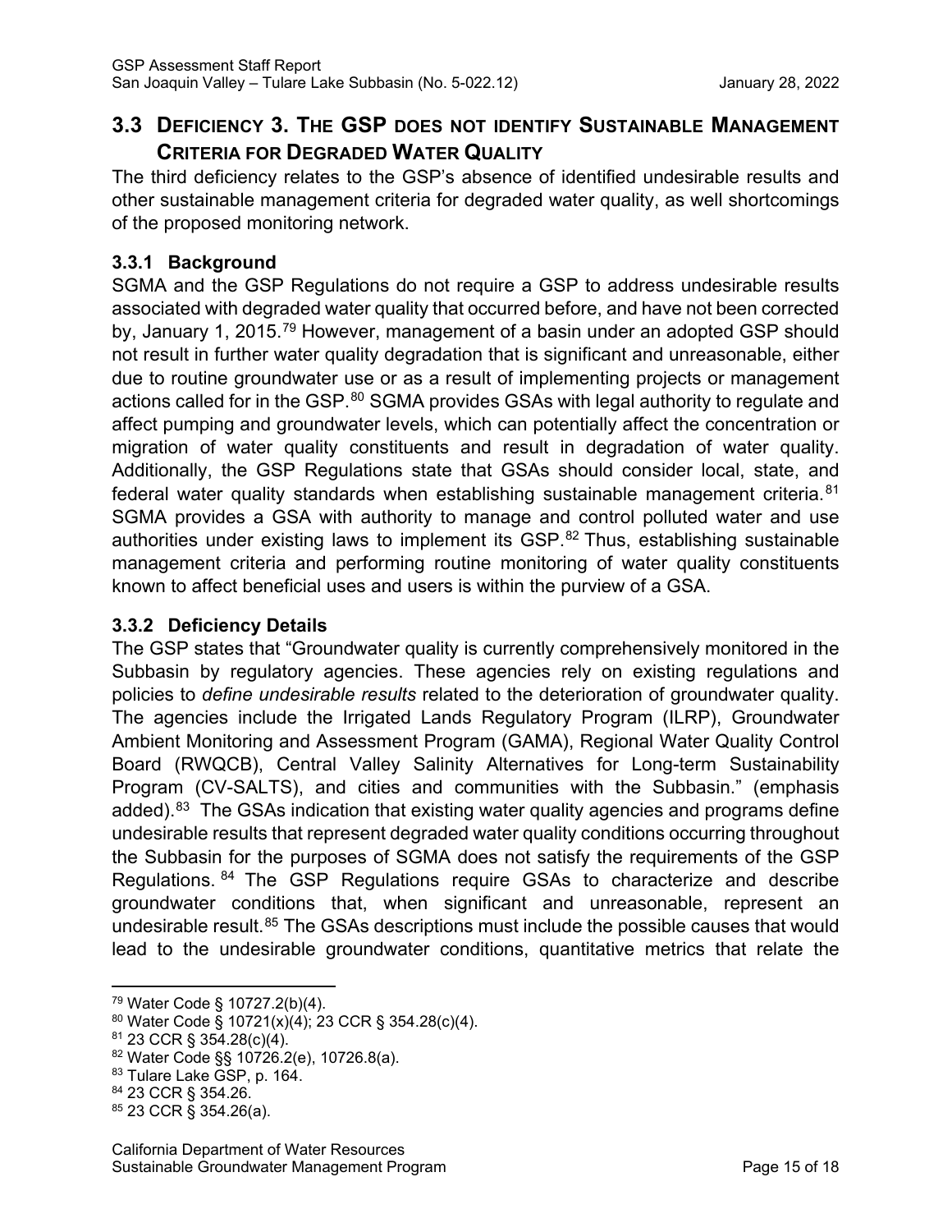## 3.3 DEFICIENCY 3. THE GSP DOES NOT IDENTIFY SUSTAINABLE MANAGEMENT CRITERIA FOR DEGRADED WATER QUALITY

The third deficiency relates to the GSP's absence of identified undesirable results and other sustainable management criteria for degraded water quality, as well shortcomings of the proposed monitoring network.

### 3.3.1 Background

SGMA and the GSP Regulations do not require a GSP to address undesirable results associated with degraded water quality that occurred before, and have not been corrected by, January 1, 2015.[79] However, management of a basin under an adopted GSP should not result in further water quality degradation that is significant and unreasonable, either due to routine groundwater use or as a result of implementing projects or management actions called for in the GSP.[80] SGMA provides GSAs with legal authority to regulate and affect pumping and groundwater levels, which can potentially affect the concentration or migration of water quality constituents and result in degradation of water quality. Additionally, the GSP Regulations state that GSAs should consider local, state, and federal water quality standards when establishing sustainable management criteria.[81] SGMA provides a GSA with authority to manage and control polluted water and use authorities under existing laws to implement its GSP.[82] Thus, establishing sustainable management criteria and performing routine monitoring of water quality constituents known to affect beneficial uses and users is within the purview of a GSA.

### 3.3.2 Deficiency Details

The GSP states that "Groundwater quality is currently comprehensively monitored in the Subbasin by regulatory agencies. These agencies rely on existing regulations and policies to *define undesirable results* related to the deterioration of groundwater quality. The agencies include the Irrigated Lands Regulatory Program (ILRP), Groundwater Ambient Monitoring and Assessment Program (GAMA), Regional Water Quality Control Board (RWQCB), Central Valley Salinity Alternatives for Long-term Sustainability Program (CV-SALTS), and cities and communities with the Subbasin." (emphasis added).[83] The GSAs indication that existing water quality agencies and programs define undesirable results that represent degraded water quality conditions occurring throughout the Subbasin for the purposes of SGMA does not satisfy the requirements of the GSP Regulations.[84] The GSP Regulations require GSAs to characterize and describe groundwater conditions that, when significant and unreasonable, represent an undesirable result.[85] The GSAs descriptions must include the possible causes that would lead to the undesirable groundwater conditions, quantitative metrics that relate the

---

[79] Water Code § 10727.2(b)(4).

[80] Water Code § 10721(x)(4); 23 CCR § 354.28(c)(4).

[81] 23 CCR § 354.28(c)(4).

[82] Water Code §§ 10726.2(e), 10726.8(a).

[83] Tulare Lake GSP, p. 164.

[84] 23 CCR § 354.26.

[85] 23 CCR § 354.26(a).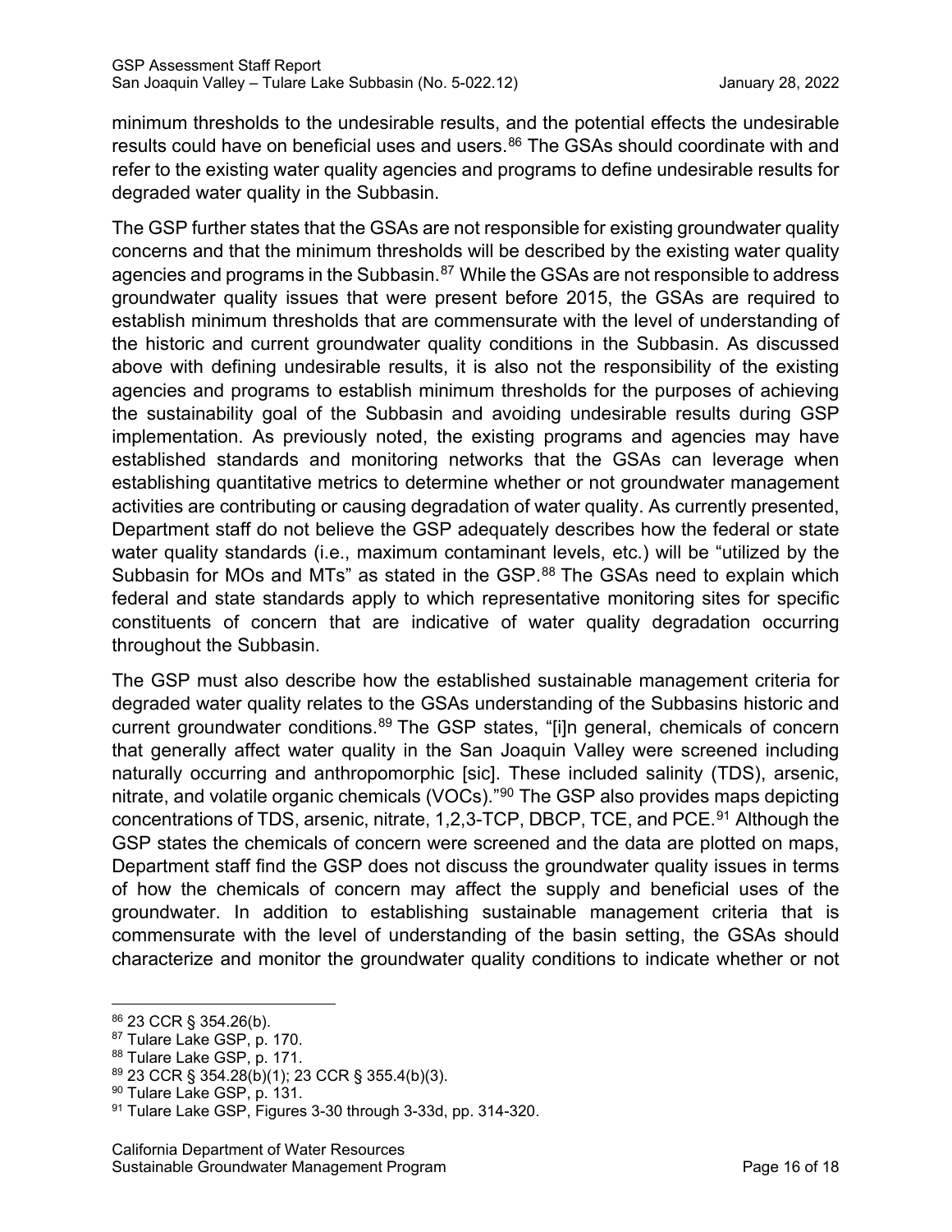minimum thresholds to the undesirable results, and the potential effects the undesirable results could have on beneficial uses and users.[86] The GSAs should coordinate with and refer to the existing water quality agencies and programs to define undesirable results for degraded water quality in the Subbasin.

The GSP further states that the GSAs are not responsible for existing groundwater quality concerns and that the minimum thresholds will be described by the existing water quality agencies and programs in the Subbasin.[87] While the GSAs are not responsible to address groundwater quality issues that were present before 2015, the GSAs are required to establish minimum thresholds that are commensurate with the level of understanding of the historic and current groundwater quality conditions in the Subbasin. As discussed above with defining undesirable results, it is also not the responsibility of the existing agencies and programs to establish minimum thresholds for the purposes of achieving the sustainability goal of the Subbasin and avoiding undesirable results during GSP implementation. As previously noted, the existing programs and agencies may have established standards and monitoring networks that the GSAs can leverage when establishing quantitative metrics to determine whether or not groundwater management activities are contributing or causing degradation of water quality. As currently presented, Department staff do not believe the GSP adequately describes how the federal or state water quality standards (i.e., maximum contaminant levels, etc.) will be "utilized by the Subbasin for MOs and MTs" as stated in the GSP.[88] The GSAs need to explain which federal and state standards apply to which representative monitoring sites for specific constituents of concern that are indicative of water quality degradation occurring throughout the Subbasin.

The GSP must also describe how the established sustainable management criteria for degraded water quality relates to the GSAs understanding of the Subbasins historic and current groundwater conditions.[89] The GSP states, "[i]n general, chemicals of concern that generally affect water quality in the San Joaquin Valley were screened including naturally occurring and anthropomorphic [sic]. These included salinity (TDS), arsenic, nitrate, and volatile organic chemicals (VOCs)."[90] The GSP also provides maps depicting concentrations of TDS, arsenic, nitrate, 1,2,3-TCP, DBCP, TCE, and PCE.[91] Although the GSP states the chemicals of concern were screened and the data are plotted on maps, Department staff find the GSP does not discuss the groundwater quality issues in terms of how the chemicals of concern may affect the supply and beneficial uses of the groundwater. In addition to establishing sustainable management criteria that is commensurate with the level of understanding of the basin setting, the GSAs should characterize and monitor the groundwater quality conditions to indicate whether or not

[86] 23 CCR § 354.26(b).

[87] Tulare Lake GSP, p. 170.

[88] Tulare Lake GSP, p. 171.

[89] 23 CCR § 354.28(b)(1); 23 CCR § 355.4(b)(3).

[90] Tulare Lake GSP, p. 131.

[91] Tulare Lake GSP, Figures 3-30 through 3-33d, pp. 314-320.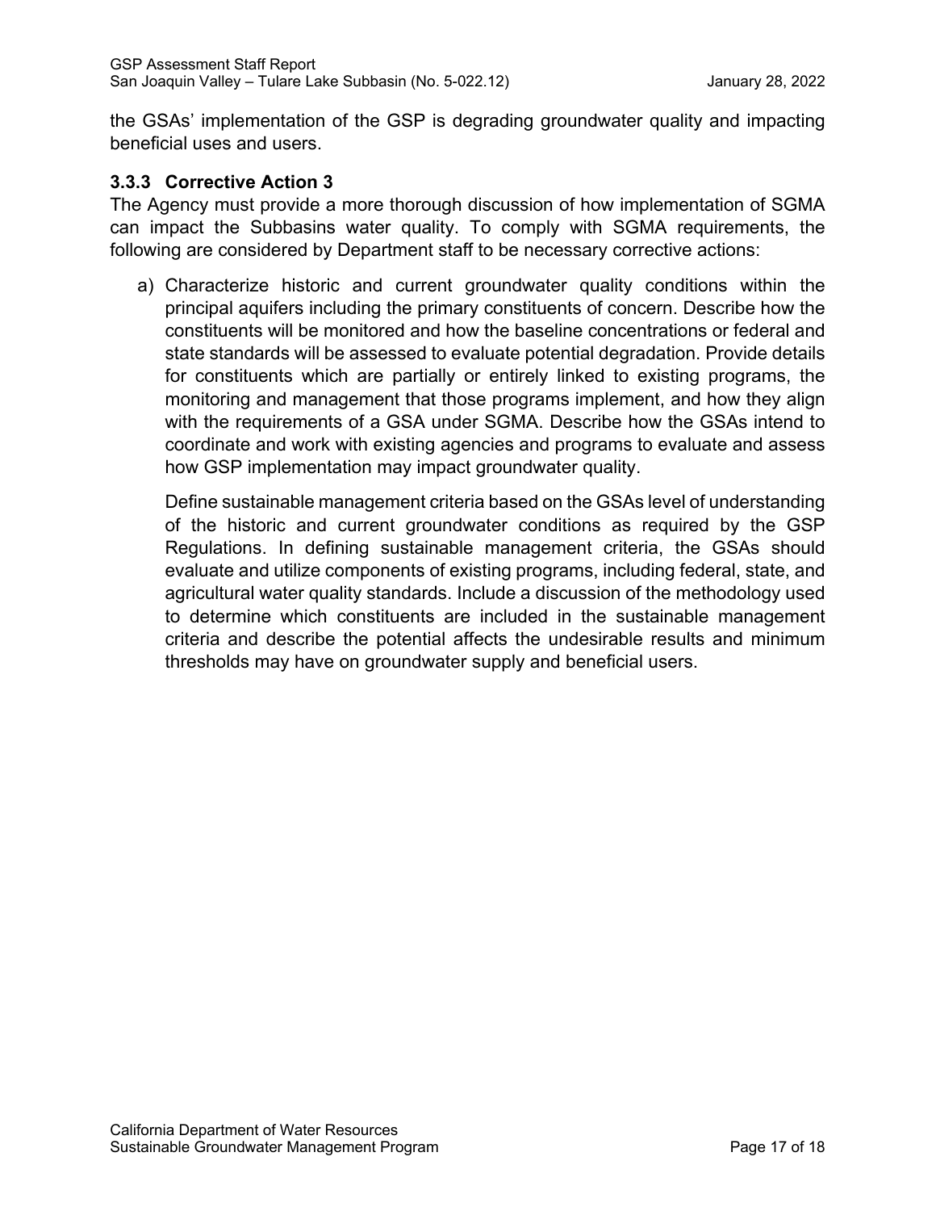the GSAs' implementation of the GSP is degrading groundwater quality and impacting beneficial uses and users.

### 3.3.3 Corrective Action 3

The Agency must provide a more thorough discussion of how implementation of SGMA can impact the Subbasins water quality. To comply with SGMA requirements, the following are considered by Department staff to be necessary corrective actions:

a) Characterize historic and current groundwater quality conditions within the principal aquifers including the primary constituents of concern. Describe how the constituents will be monitored and how the baseline concentrations or federal and state standards will be assessed to evaluate potential degradation. Provide details for constituents which are partially or entirely linked to existing programs, the monitoring and management that those programs implement, and how they align with the requirements of a GSA under SGMA. Describe how the GSAs intend to coordinate and work with existing agencies and programs to evaluate and assess how GSP implementation may impact groundwater quality.

   Define sustainable management criteria based on the GSAs level of understanding of the historic and current groundwater conditions as required by the GSP Regulations. In defining sustainable management criteria, the GSAs should evaluate and utilize components of existing programs, including federal, state, and agricultural water quality standards. Include a discussion of the methodology used to determine which constituents are included in the sustainable management criteria and describe the potential affects the undesirable results and minimum thresholds may have on groundwater supply and beneficial users.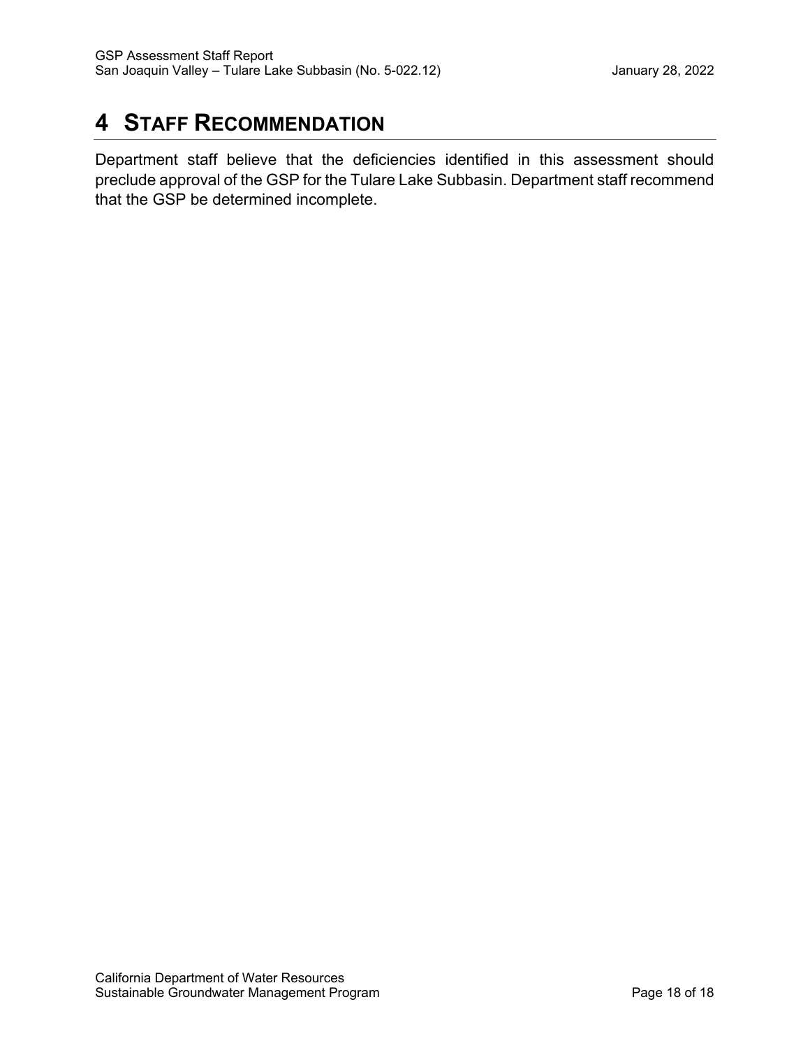# 4 STAFF RECOMMENDATION

Department staff believe that the deficiencies identified in this assessment should preclude approval of the GSP for the Tulare Lake Subbasin. Department staff recommend that the GSP be determined incomplete.